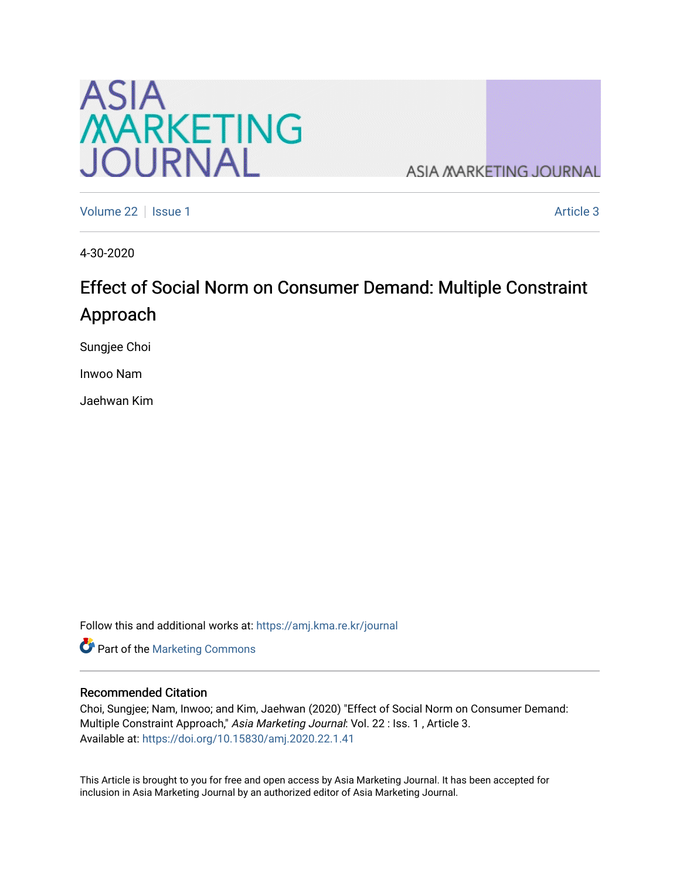Volume 22 | Issue 1 | Article 3

4-30-2020

# Effect of Social Norm on Consumer Demand: Multiple Constraint Approach

Sungjee Choi

Inwoo Nam

Jaehwan Kim

Follow this and additional works at: https://amj.kma.re.kr/journal

Part of the Marketing Commons

## Recommended Citation

Choi, Sungjee; Nam, Inwoo; and Kim, Jaehwan (2020) "Effect of Social Norm on Consumer Demand: Multiple Constraint Approach," *Asia Marketing Journal*: Vol. 22 : Iss. 1 , Article 3.
Available at: https://doi.org/10.15830/amj.2020.22.1.41

This Article is brought to you for free and open access by Asia Marketing Journal. It has been accepted for inclusion in Asia Marketing Journal by an authorized editor of Asia Marketing Journal.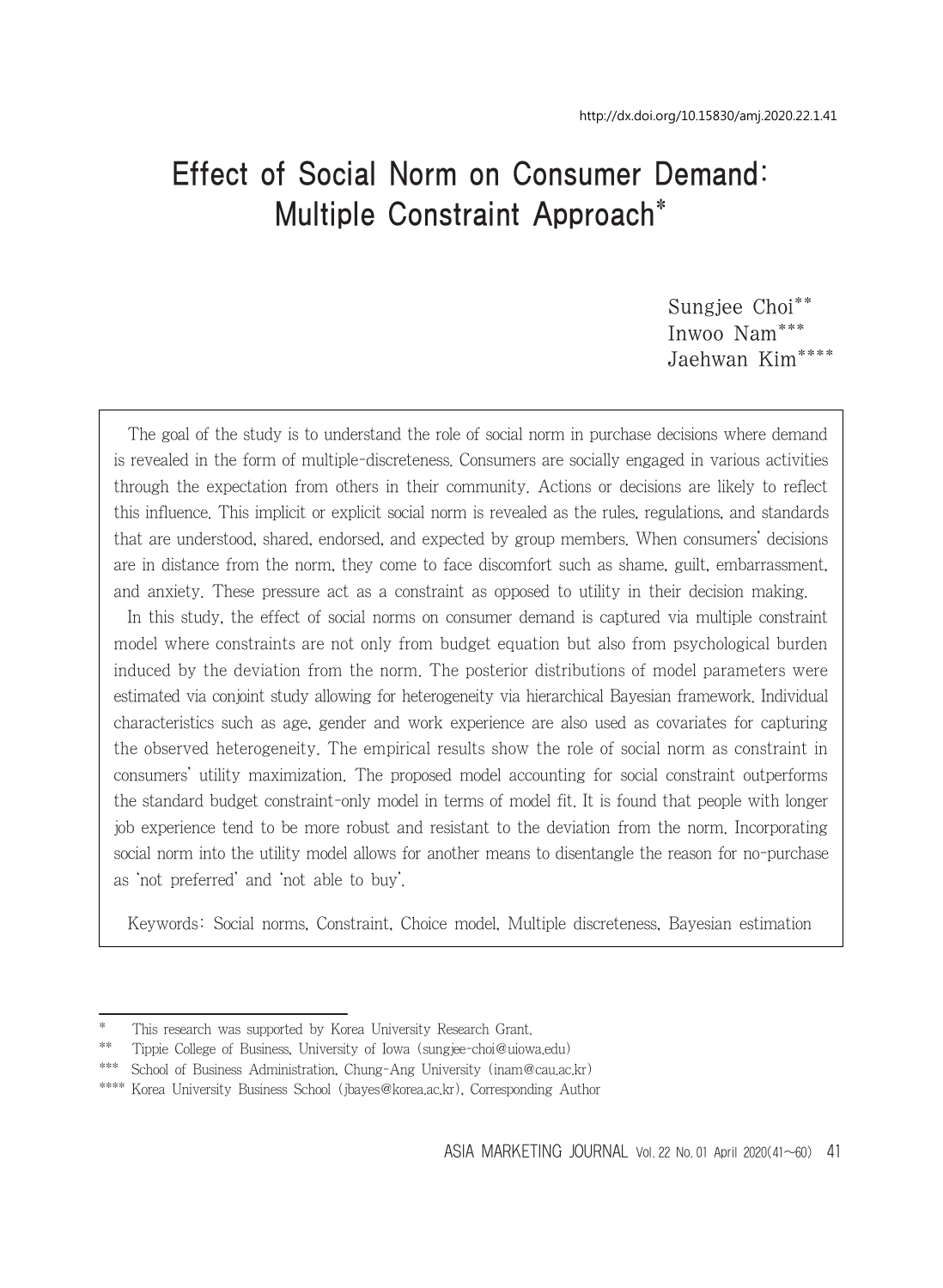http://dx.doi.org/10.15830/amj.2020.22.1.41

# Effect of Social Norm on Consumer Demand: Multiple Constraint Approach*

Sungjee Choi**
Inwoo Nam***
Jaehwan Kim****

The goal of the study is to understand the role of social norm in purchase decisions where demand is revealed in the form of multiple-discreteness. Consumers are socially engaged in various activities through the expectation from others in their community. Actions or decisions are likely to reflect this influence. This implicit or explicit social norm is revealed as the rules, regulations, and standards that are understood, shared, endorsed, and expected by group members. When consumers' decisions are in distance from the norm, they come to face discomfort such as shame, guilt, embarrassment, and anxiety. These pressure act as a constraint as opposed to utility in their decision making.

In this study, the effect of social norms on consumer demand is captured via multiple constraint model where constraints are not only from budget equation but also from psychological burden induced by the deviation from the norm. The posterior distributions of model parameters were estimated via conjoint study allowing for heterogeneity via hierarchical Bayesian framework. Individual characteristics such as age, gender and work experience are also used as covariates for capturing the observed heterogeneity. The empirical results show the role of social norm as constraint in consumers' utility maximization. The proposed model accounting for social constraint outperforms the standard budget constraint-only model in terms of model fit. It is found that people with longer job experience tend to be more robust and resistant to the deviation from the norm. Incorporating social norm into the utility model allows for another means to disentangle the reason for no-purchase as 'not preferred' and 'not able to buy'.

Keywords: Social norms, Constraint, Choice model, Multiple discreteness, Bayesian estimation

---

\* This research was supported by Korea University Research Grant.

\*\* Tippie College of Business, University of Iowa (sungjee-choi@uiowa.edu)

\*\*\* School of Business Administration, Chung-Ang University (inam@cau.ac.kr)

\*\*\*\* Korea University Business School (jbayes@korea.ac.kr), Corresponding Author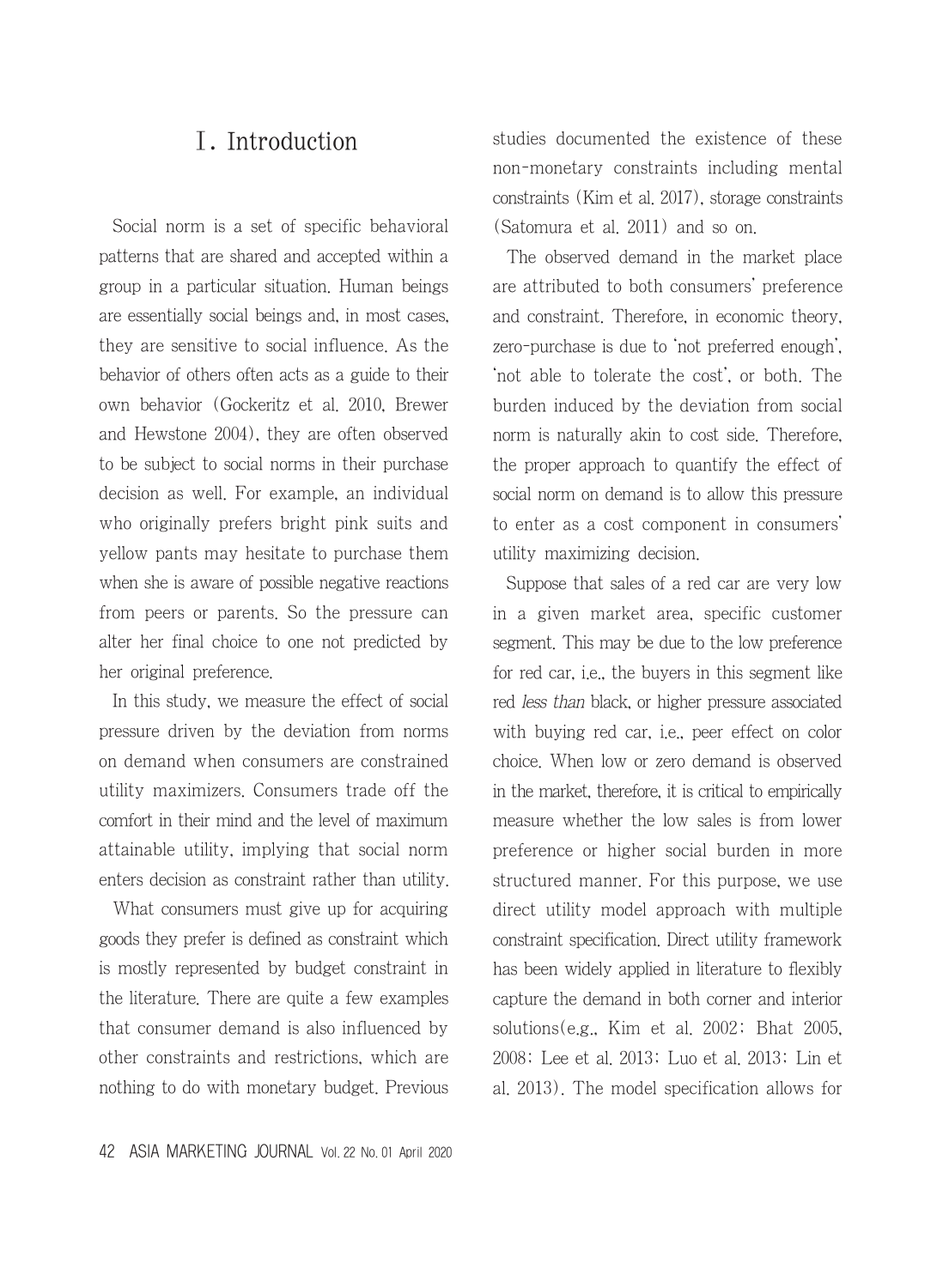# Ⅰ. Introduction

Social norm is a set of specific behavioral patterns that are shared and accepted within a group in a particular situation. Human beings are essentially social beings and, in most cases, they are sensitive to social influence. As the behavior of others often acts as a guide to their own behavior (Gockeritz et al. 2010, Brewer and Hewstone 2004), they are often observed to be subject to social norms in their purchase decision as well. For example, an individual who originally prefers bright pink suits and yellow pants may hesitate to purchase them when she is aware of possible negative reactions from peers or parents. So the pressure can alter her final choice to one not predicted by her original preference.

In this study, we measure the effect of social pressure driven by the deviation from norms on demand when consumers are constrained utility maximizers. Consumers trade off the comfort in their mind and the level of maximum attainable utility, implying that social norm enters decision as constraint rather than utility.

What consumers must give up for acquiring goods they prefer is defined as constraint which is mostly represented by budget constraint in the literature. There are quite a few examples that consumer demand is also influenced by other constraints and restrictions, which are nothing to do with monetary budget. Previous studies documented the existence of these non-monetary constraints including mental constraints (Kim et al. 2017), storage constraints (Satomura et al. 2011) and so on.

The observed demand in the market place are attributed to both consumers' preference and constraint. Therefore, in economic theory, zero-purchase is due to 'not preferred enough', 'not able to tolerate the cost', or both. The burden induced by the deviation from social norm is naturally akin to cost side. Therefore, the proper approach to quantify the effect of social norm on demand is to allow this pressure to enter as a cost component in consumers' utility maximizing decision.

Suppose that sales of a red car are very low in a given market area, specific customer segment. This may be due to the low preference for red car, i.e., the buyers in this segment like red *less than* black, or higher pressure associated with buying red car, i.e., peer effect on color choice. When low or zero demand is observed in the market, therefore, it is critical to empirically measure whether the low sales is from lower preference or higher social burden in more structured manner. For this purpose, we use direct utility model approach with multiple constraint specification. Direct utility framework has been widely applied in literature to flexibly capture the demand in both corner and interior solutions(e.g., Kim et al. 2002; Bhat 2005, 2008; Lee et al. 2013; Luo et al. 2013; Lin et al. 2013). The model specification allows for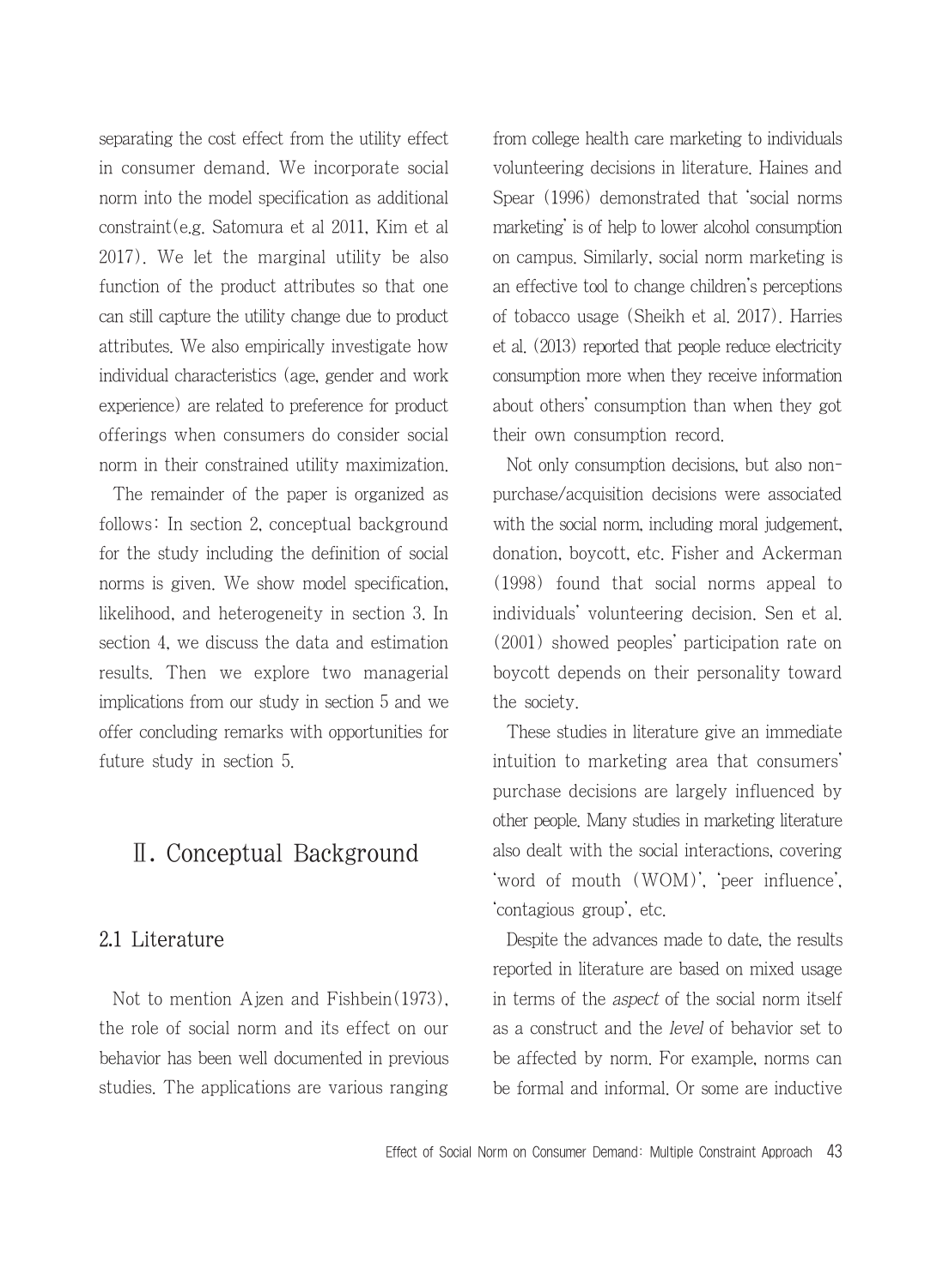separating the cost effect from the utility effect in consumer demand. We incorporate social norm into the model specification as additional constraint(e.g. Satomura et al 2011, Kim et al 2017). We let the marginal utility be also function of the product attributes so that one can still capture the utility change due to product attributes. We also empirically investigate how individual characteristics (age, gender and work experience) are related to preference for product offerings when consumers do consider social norm in their constrained utility maximization.

The remainder of the paper is organized as follows: In section 2, conceptual background for the study including the definition of social norms is given. We show model specification, likelihood, and heterogeneity in section 3. In section 4, we discuss the data and estimation results. Then we explore two managerial implications from our study in section 5 and we offer concluding remarks with opportunities for future study in section 5.

## Ⅱ. Conceptual Background

### 2.1 Literature

Not to mention Ajzen and Fishbein(1973), the role of social norm and its effect on our behavior has been well documented in previous studies. The applications are various ranging from college health care marketing to individuals volunteering decisions in literature. Haines and Spear (1996) demonstrated that 'social norms marketing' is of help to lower alcohol consumption on campus. Similarly, social norm marketing is an effective tool to change children's perceptions of tobacco usage (Sheikh et al. 2017). Harries et al. (2013) reported that people reduce electricity consumption more when they receive information about others' consumption than when they got their own consumption record.

Not only consumption decisions, but also non-purchase/acquisition decisions were associated with the social norm, including moral judgement, donation, boycott, etc. Fisher and Ackerman (1998) found that social norms appeal to individuals' volunteering decision. Sen et al. (2001) showed peoples' participation rate on boycott depends on their personality toward the society.

These studies in literature give an immediate intuition to marketing area that consumers' purchase decisions are largely influenced by other people. Many studies in marketing literature also dealt with the social interactions, covering 'word of mouth (WOM)', 'peer influence', 'contagious group', etc.

Despite the advances made to date, the results reported in literature are based on mixed usage in terms of the *aspect* of the social norm itself as a construct and the *level* of behavior set to be affected by norm. For example, norms can be formal and informal. Or some are inductive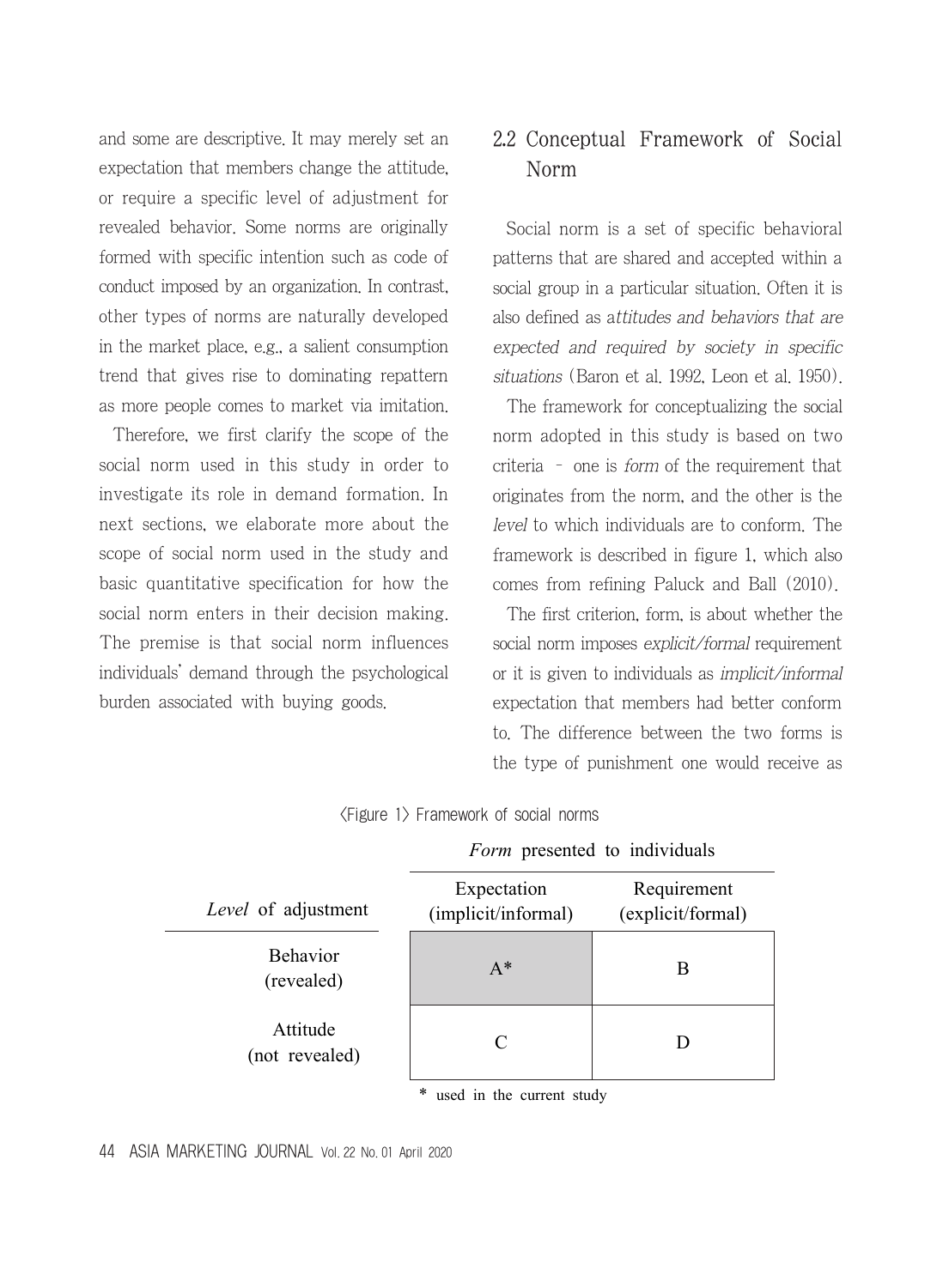and some are descriptive. It may merely set an expectation that members change the attitude, or require a specific level of adjustment for revealed behavior. Some norms are originally formed with specific intention such as code of conduct imposed by an organization. In contrast, other types of norms are naturally developed in the market place, e.g., a salient consumption trend that gives rise to dominating repattern as more people comes to market via imitation.

Therefore, we first clarify the scope of the social norm used in this study in order to investigate its role in demand formation. In next sections, we elaborate more about the scope of social norm used in the study and basic quantitative specification for how the social norm enters in their decision making. The premise is that social norm influences individuals' demand through the psychological burden associated with buying goods.

## 2.2 Conceptual Framework of Social Norm

Social norm is a set of specific behavioral patterns that are shared and accepted within a social group in a particular situation. Often it is also defined as a*ttitudes and behaviors that are expected and required by society in specific situations* (Baron et al. 1992, Leon et al. 1950).

The framework for conceptualizing the social norm adopted in this study is based on two criteria – one is *form* of the requirement that originates from the norm, and the other is the *level* to which individuals are to conform. The framework is described in figure 1, which also comes from refining Paluck and Ball (2010).

The first criterion, form, is about whether the social norm imposes *explicit/formal* requirement or it is given to individuals as *implicit/informal* expectation that members had better conform to. The difference between the two forms is the type of punishment one would receive as

〈Figure 1〉 Framework of social norms

| *Level* of adjustment | *Form* presented to individuals: Expectation (implicit/informal) | *Form* presented to individuals: Requirement (explicit/formal) |
|---|---|---|
| Behavior (revealed) | A* | B |
| Attitude (not revealed) | C | D |

\* used in the current study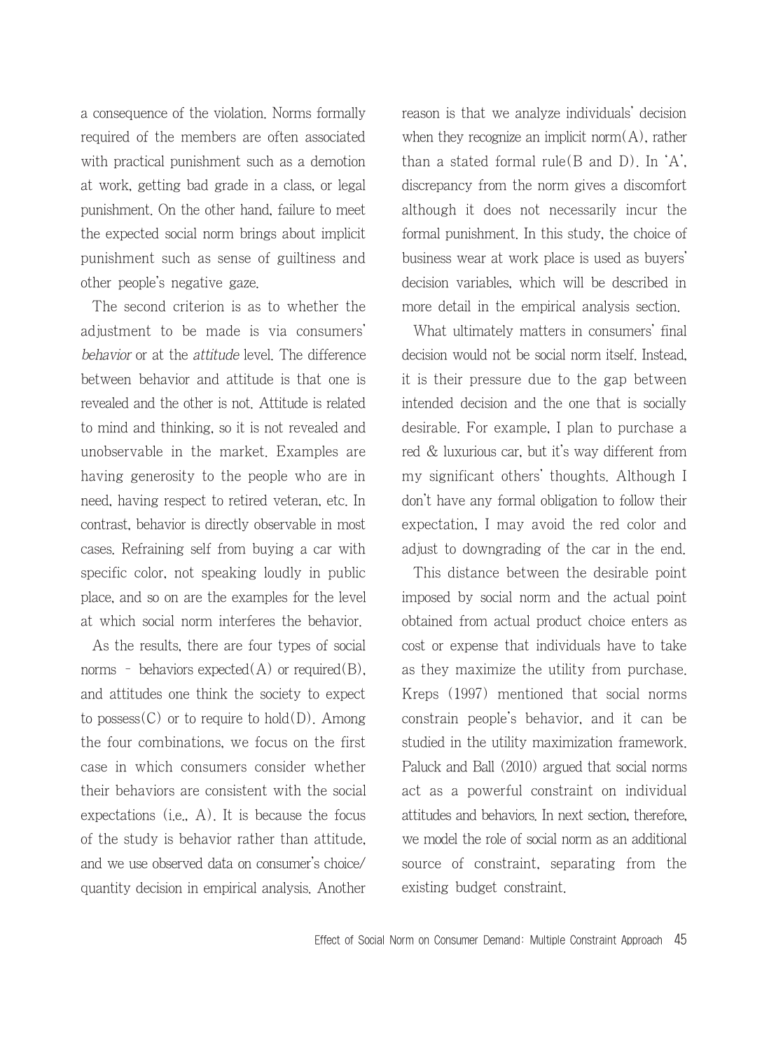a consequence of the violation. Norms formally required of the members are often associated with practical punishment such as a demotion at work, getting bad grade in a class, or legal punishment. On the other hand, failure to meet the expected social norm brings about implicit punishment such as sense of guiltiness and other people's negative gaze.

The second criterion is as to whether the adjustment to be made is via consumers' *behavior* or at the *attitude* level. The difference between behavior and attitude is that one is revealed and the other is not. Attitude is related to mind and thinking, so it is not revealed and unobservable in the market. Examples are having generosity to the people who are in need, having respect to retired veteran, etc. In contrast, behavior is directly observable in most cases. Refraining self from buying a car with specific color, not speaking loudly in public place, and so on are the examples for the level at which social norm interferes the behavior.

As the results, there are four types of social norms – behaviors expected(A) or required(B), and attitudes one think the society to expect to possess(C) or to require to hold(D). Among the four combinations, we focus on the first case in which consumers consider whether their behaviors are consistent with the social expectations (i.e., A). It is because the focus of the study is behavior rather than attitude, and we use observed data on consumer's choice/quantity decision in empirical analysis. Another reason is that we analyze individuals' decision when they recognize an implicit norm(A), rather than a stated formal rule(B and D). In 'A', discrepancy from the norm gives a discomfort although it does not necessarily incur the formal punishment. In this study, the choice of business wear at work place is used as buyers' decision variables, which will be described in more detail in the empirical analysis section.

What ultimately matters in consumers' final decision would not be social norm itself. Instead, it is their pressure due to the gap between intended decision and the one that is socially desirable. For example, I plan to purchase a red & luxurious car, but it's way different from my significant others' thoughts. Although I don't have any formal obligation to follow their expectation, I may avoid the red color and adjust to downgrading of the car in the end.

This distance between the desirable point imposed by social norm and the actual point obtained from actual product choice enters as cost or expense that individuals have to take as they maximize the utility from purchase. Kreps (1997) mentioned that social norms constrain people's behavior, and it can be studied in the utility maximization framework. Paluck and Ball (2010) argued that social norms act as a powerful constraint on individual attitudes and behaviors. In next section, therefore, we model the role of social norm as an additional source of constraint, separating from the existing budget constraint.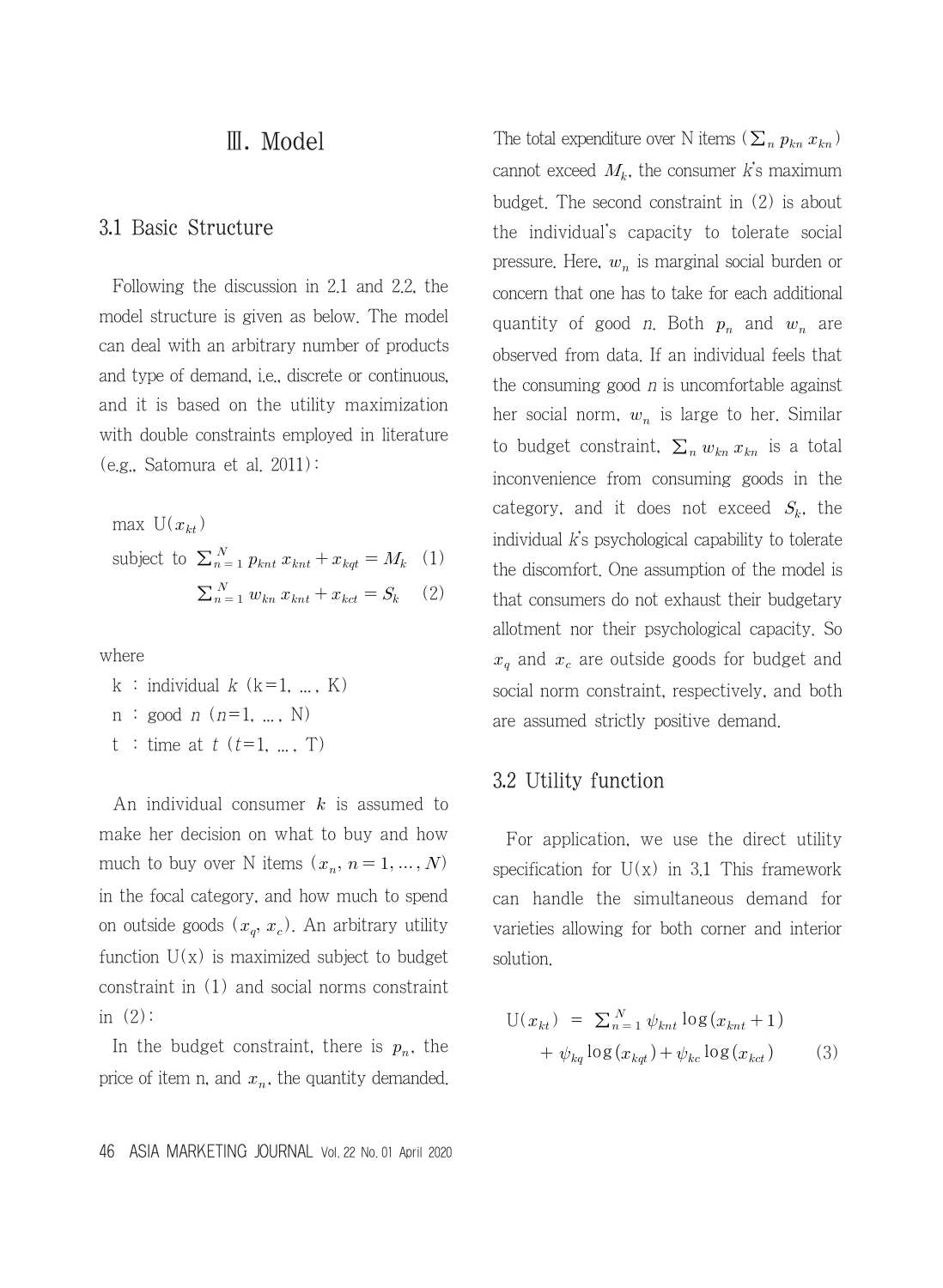# Ⅲ. Model

## 3.1 Basic Structure

Following the discussion in 2.1 and 2.2, the model structure is given as below. The model can deal with an arbitrary number of products and type of demand, i.e., discrete or continuous, and it is based on the utility maximization with double constraints employed in literature (e.g., Satomura et al. 2011):

$$\max \ \mathrm{U}(x_{kt})$$

$$\text{subject to } \ \sum_{n=1}^{N} p_{knt}\, x_{knt} + x_{kqt} = M_k \quad (1)$$

$$\sum_{n=1}^{N} w_{kn}\, x_{knt} + x_{kct} = S_k \quad (2)$$

where

- k : individual $k$ (k=1, …, K)
- n : good $n$ ($n$=1, …, N)
- t : time at $t$ ($t$=1, …, T)

An individual consumer $k$ is assumed to make her decision on what to buy and how much to buy over N items ($x_n$, $n = 1, \ldots, N$) in the focal category, and how much to spend on outside goods ($x_q$, $x_c$). An arbitrary utility function U(x) is maximized subject to budget constraint in (1) and social norms constraint in (2):

In the budget constraint, there is $p_n$, the price of item n, and $x_n$, the quantity demanded. The total expenditure over N items ($\sum_n p_{kn}\, x_{kn}$) cannot exceed $M_k$, the consumer $k$'s maximum budget. The second constraint in (2) is about the individual's capacity to tolerate social pressure. Here, $w_n$ is marginal social burden or concern that one has to take for each additional quantity of good $n$. Both $p_n$ and $w_n$ are observed from data. If an individual feels that the consuming good $n$ is uncomfortable against her social norm, $w_n$ is large to her. Similar to budget constraint, $\sum_n w_{kn}\, x_{kn}$ is a total inconvenience from consuming goods in the category, and it does not exceed $S_k$, the individual $k$'s psychological capability to tolerate the discomfort. One assumption of the model is that consumers do not exhaust their budgetary allotment nor their psychological capacity. So $x_q$ and $x_c$ are outside goods for budget and social norm constraint, respectively, and both are assumed strictly positive demand.

## 3.2 Utility function

For application, we use the direct utility specification for U(x) in 3.1 This framework can handle the simultaneous demand for varieties allowing for both corner and interior solution.

$$\mathrm{U}(x_{kt}) \ = \ \sum_{n=1}^{N} \psi_{knt} \log(x_{knt} + 1) + \psi_{kq} \log(x_{kqt}) + \psi_{kc} \log(x_{kct}) \qquad (3)$$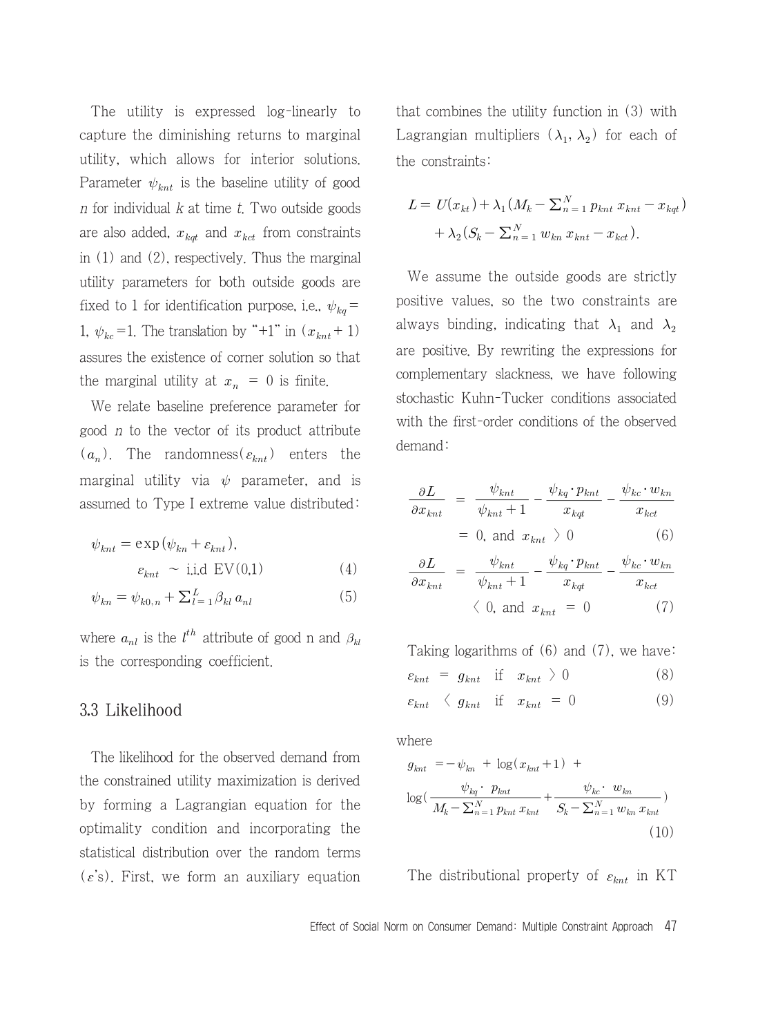The utility is expressed log-linearly to capture the diminishing returns to marginal utility, which allows for interior solutions. Parameter $\psi_{knt}$ is the baseline utility of good $n$ for individual $k$ at time $t$. Two outside goods are also added, $x_{kqt}$ and $x_{kct}$ from constraints in (1) and (2), respectively. Thus the marginal utility parameters for both outside goods are fixed to 1 for identification purpose, i.e., $\psi_{kq}=1$, $\psi_{kc}=1$. The translation by "+1" in $(x_{knt}+1)$ assures the existence of corner solution so that the marginal utility at $x_n = 0$ is finite.

We relate baseline preference parameter for good $n$ to the vector of its product attribute $(a_n)$. The randomness$(\varepsilon_{knt})$ enters the marginal utility via $\psi$ parameter, and is assumed to Type I extreme value distributed:

$$\psi_{knt} = \exp(\psi_{kn} + \varepsilon_{knt}),$$
$$\varepsilon_{knt} \sim \text{i.i.d EV}(0,1) \tag{4}$$
$$\psi_{kn} = \psi_{k0,n} + \sum_{l=1}^{L} \beta_{kl}\, a_{nl} \tag{5}$$

where $a_{nl}$ is the $l^{th}$ attribute of good n and $\beta_{kl}$ is the corresponding coefficient.

## 3.3 Likelihood

The likelihood for the observed demand from the constrained utility maximization is derived by forming a Lagrangian equation for the optimality condition and incorporating the statistical distribution over the random terms ($\varepsilon$'s). First, we form an auxiliary equation that combines the utility function in (3) with Lagrangian multipliers $(\lambda_1, \lambda_2)$ for each of the constraints:

$$L = U(x_{kt}) + \lambda_1 (M_k - \textstyle\sum_{n=1}^{N} p_{knt}\, x_{knt} - x_{kqt})$$
$$+ \lambda_2 (S_k - \textstyle\sum_{n=1}^{N} w_{kn}\, x_{knt} - x_{kct}).$$

We assume the outside goods are strictly positive values, so the two constraints are always binding, indicating that $\lambda_1$ and $\lambda_2$ are positive. By rewriting the expressions for complementary slackness, we have following stochastic Kuhn-Tucker conditions associated with the first-order conditions of the observed demand:

$$\frac{\partial L}{\partial x_{knt}} = \frac{\psi_{knt}}{\psi_{knt}+1} - \frac{\psi_{kq} \cdot p_{knt}}{x_{kqt}} - \frac{\psi_{kc} \cdot w_{kn}}{x_{kct}}$$
$$= 0, \text{ and } x_{knt} > 0 \tag{6}$$

$$\frac{\partial L}{\partial x_{knt}} = \frac{\psi_{knt}}{\psi_{knt}+1} - \frac{\psi_{kq} \cdot p_{knt}}{x_{kqt}} - \frac{\psi_{kc} \cdot w_{kn}}{x_{kct}}$$
$$< 0, \text{ and } x_{knt} = 0 \tag{7}$$

Taking logarithms of (6) and (7), we have:

$$\varepsilon_{knt} = g_{knt} \quad \text{if} \quad x_{knt} > 0 \tag{8}$$

$$\varepsilon_{knt} < g_{knt} \quad \text{if} \quad x_{knt} = 0 \tag{9}$$

where

$$g_{knt} = -\psi_{kn} + \log(x_{knt}+1) + \log\left(\frac{\psi_{kq} \cdot p_{knt}}{M_k - \sum_{n=1}^{N} p_{knt}\, x_{knt}} + \frac{\psi_{kc} \cdot w_{kn}}{S_k - \sum_{n=1}^{N} w_{kn}\, x_{knt}}\right) \tag{10}$$

The distributional property of $\varepsilon_{knt}$ in KT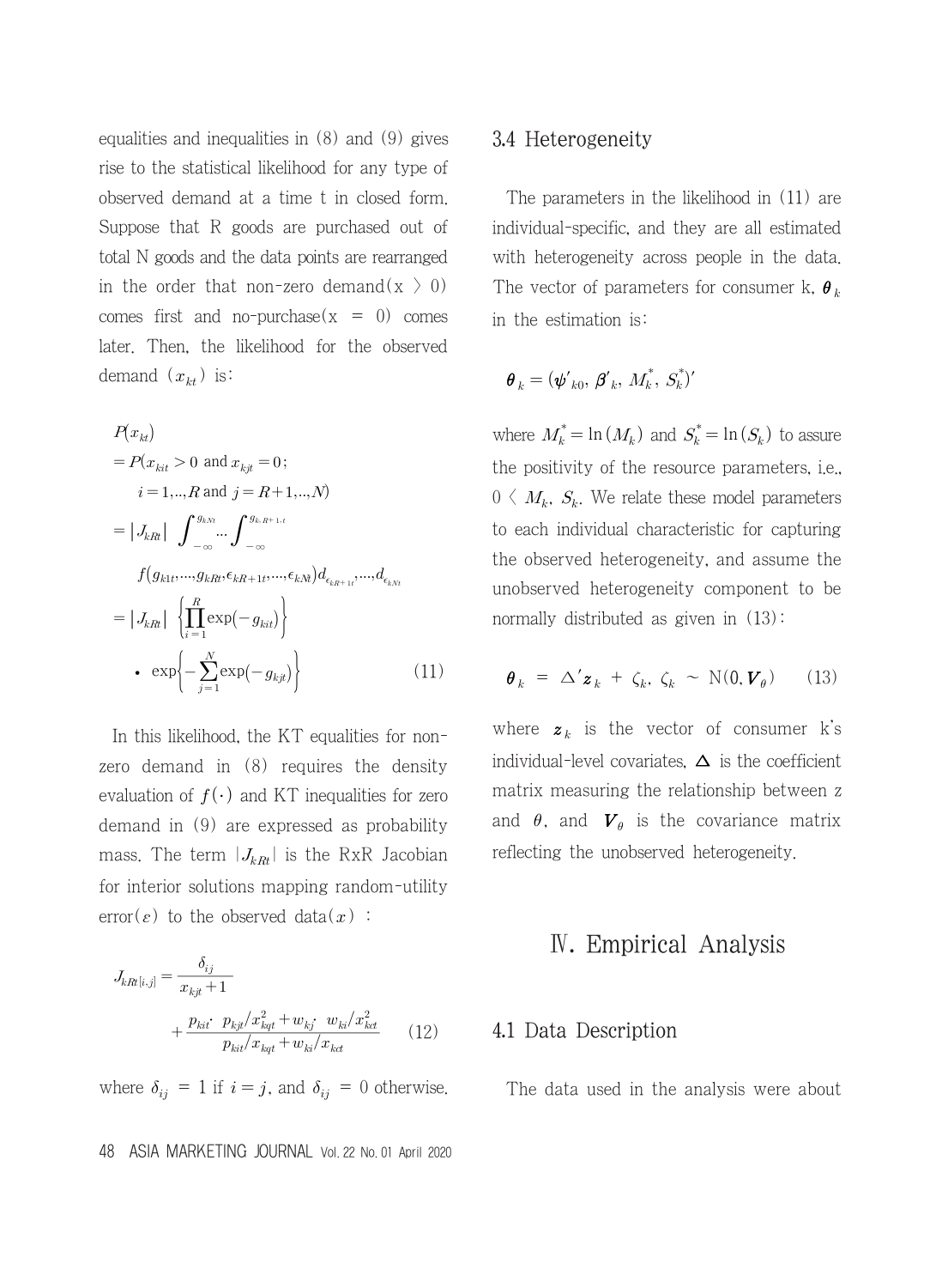equalities and inequalities in (8) and (9) gives rise to the statistical likelihood for any type of observed demand at a time t in closed form. Suppose that R goods are purchased out of total N goods and the data points are rearranged in the order that non-zero demand($x > 0$) comes first and no-purchase($x = 0$) comes later. Then, the likelihood for the observed demand ($x_{kt}$) is:

$$
\begin{aligned}
& P(x_{kt}) \\
& = P(x_{kit} > 0 \text{ and } x_{kjt} = 0; \\
& \quad i = 1,..,R \text{ and } j = R+1,..,N) \\
& = |J_{kRt}| \int_{-\infty}^{g_{kNt}} \cdots \int_{-\infty}^{g_{k,R+1,t}} \\
& \quad f(g_{k1t},...,g_{kRt},\epsilon_{kR+1t},...,\epsilon_{kNt}) d_{\epsilon_{kR+1t}},...,d_{\epsilon_{kNt}} \\
& = |J_{kRt}| \left\{ \prod_{i=1}^{R} \exp(-g_{kit}) \right\} \\
& \quad \bullet \exp\left\{ -\sum_{j=1}^{N} \exp(-g_{kjt}) \right\}
\end{aligned}
\tag{11}
$$

In this likelihood, the KT equalities for non-zero demand in (8) requires the density evaluation of $f(\cdot)$ and KT inequalities for zero demand in (9) are expressed as probability mass. The term $|J_{kRt}|$ is the RxR Jacobian for interior solutions mapping random-utility error($\varepsilon$) to the observed data($x$):

$$
J_{kRt[i,j]} = \frac{\delta_{ij}}{x_{kjt}+1} + \frac{p_{kit} \cdot \; p_{kjt}/x_{kqt}^2 + w_{kj} \cdot \; w_{ki}/x_{kct}^2}{p_{kit}/x_{kqt} + w_{ki}/x_{kct}}
\tag{12}
$$

where $\delta_{ij} = 1$ if $i = j$, and $\delta_{ij} = 0$ otherwise.

## 3.4 Heterogeneity

The parameters in the likelihood in (11) are individual-specific, and they are all estimated with heterogeneity across people in the data. The vector of parameters for consumer k, $\boldsymbol{\theta}_k$ in the estimation is:

$$
\boldsymbol{\theta}_k = (\boldsymbol{\psi}'_{k0}, \boldsymbol{\beta}'_k, M_k^*, S_k^*)'
$$

where $M_k^* = \ln(M_k)$ and $S_k^* = \ln(S_k)$ to assure the positivity of the resource parameters, i.e., $0 < M_k, S_k$. We relate these model parameters to each individual characteristic for capturing the observed heterogeneity, and assume the unobserved heterogeneity component to be normally distributed as given in (13):

$$
\boldsymbol{\theta}_k = \Delta' \boldsymbol{z}_k + \zeta_k, \; \zeta_k \sim \mathrm{N}(0, \boldsymbol{V}_\theta) \tag{13}
$$

where $\boldsymbol{z}_k$ is the vector of consumer k's individual-level covariates, $\boldsymbol{\Delta}$ is the coefficient matrix measuring the relationship between z and $\theta$, and $\boldsymbol{V}_\theta$ is the covariance matrix reflecting the unobserved heterogeneity.

# Ⅳ. Empirical Analysis

## 4.1 Data Description

The data used in the analysis were about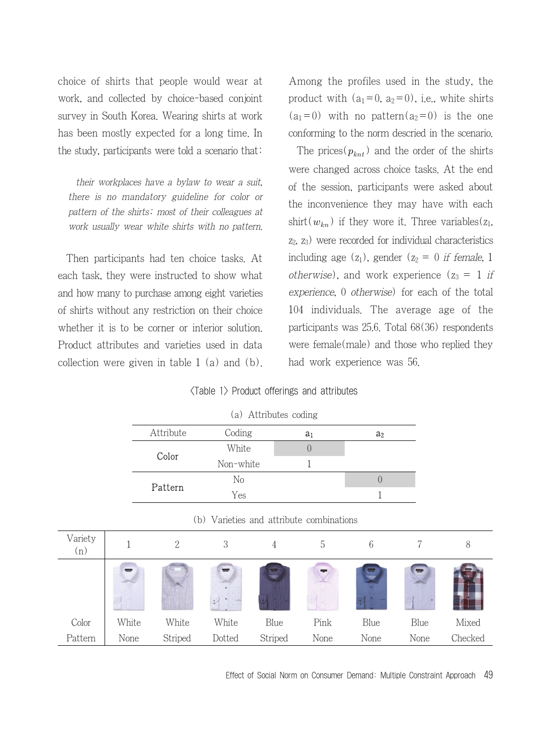choice of shirts that people would wear at work, and collected by choice-based conjoint survey in South Korea. Wearing shirts at work has been mostly expected for a long time. In the study, participants were told a scenario that:

> *their workplaces have a bylaw to wear a suit, there is no mandatory guideline for color or pattern of the shirts; most of their colleagues at work usually wear white shirts with no pattern.*

Then participants had ten choice tasks. At each task, they were instructed to show what and how many to purchase among eight varieties of shirts without any restriction on their choice whether it is to be corner or interior solution. Product attributes and varieties used in data collection were given in table 1 (a) and (b). Among the profiles used in the study, the product with ($a_1=0$, $a_2=0$), i.e., white shirts ($a_1=0$) with no pattern($a_2=0$) is the one conforming to the norm descried in the scenario.

The prices($p_{knt}$) and the order of the shirts were changed across choice tasks. At the end of the session, participants were asked about the inconvenience they may have with each shirt($w_{kn}$) if they wore it. Three variables($z_1$, $z_2$, $z_3$) were recorded for individual characteristics including age ($z_1$), gender ($z_2$ = 0 *if female*, 1 *otherwise*), and work experience ($z_3$ = 1 *if experience*, 0 *otherwise*) for each of the total 104 individuals. The average age of the participants was 25.6. Total 68(36) respondents were female(male) and those who replied they had work experience was 56.

〈Table 1〉 Product offerings and attributes

(a) Attributes coding

| Attribute | Coding | $a_1$ | $a_2$ |
|---|---|---|---|
| Color | White | 0 | |
| | Non-white | 1 | |
| Pattern | No | | 0 |
| | Yes | | 1 |

(b) Varieties and attribute combinations

| Variety (n) | 1 | 2 | 3 | 4 | 5 | 6 | 7 | 8 |
|---|---|---|---|---|---|---|---|---|
| Color | White | White | White | Blue | Pink | Blue | Blue | Mixed |
| Pattern | None | Striped | Dotted | Striped | None | None | None | Checked |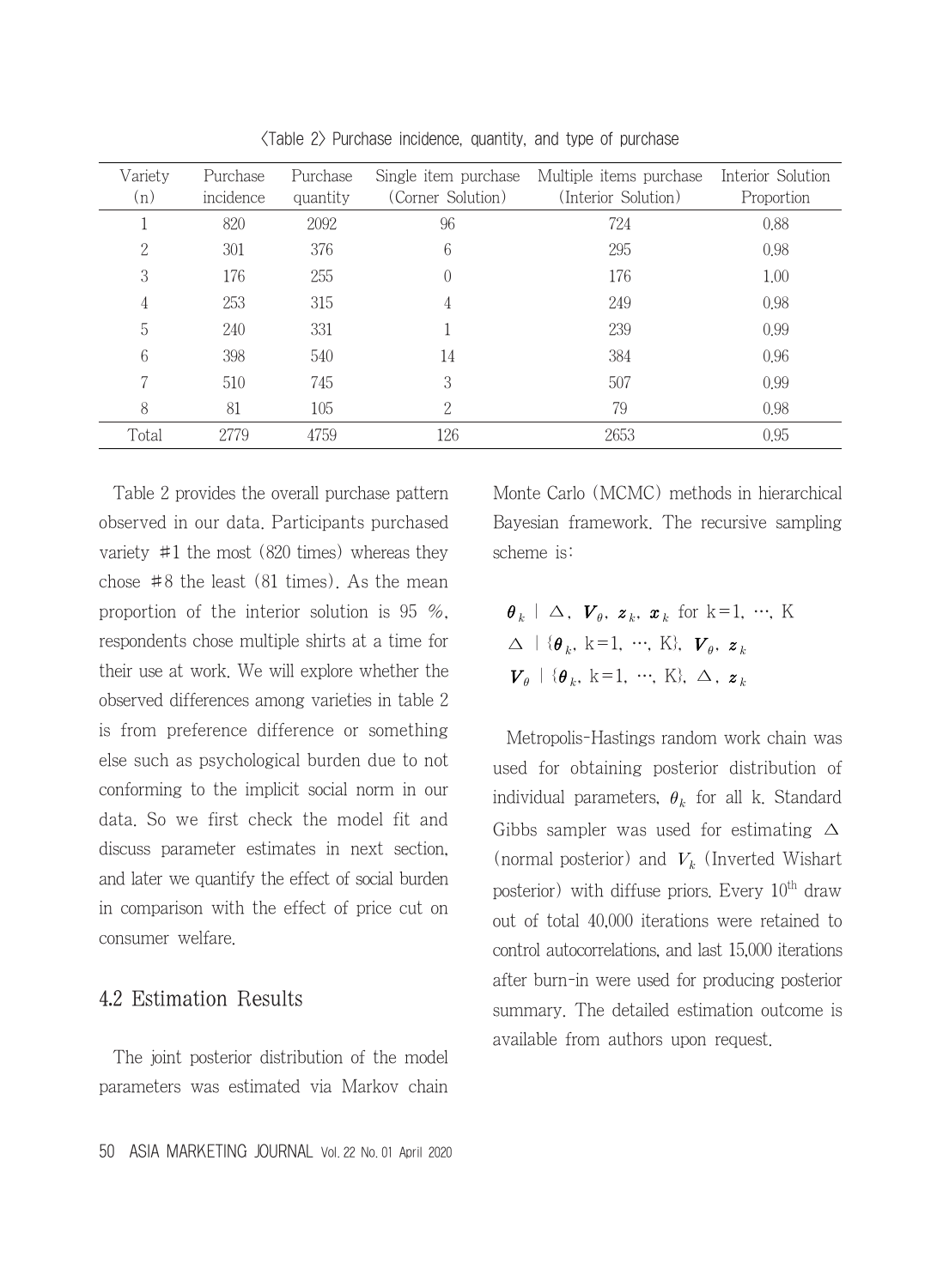〈Table 2〉 Purchase incidence, quantity, and type of purchase

| Variety (n) | Purchase incidence | Purchase quantity | Single item purchase (Corner Solution) | Multiple items purchase (Interior Solution) | Interior Solution Proportion |
|---|---|---|---|---|---|
| 1 | 820 | 2092 | 96 | 724 | 0.88 |
| 2 | 301 | 376 | 6 | 295 | 0.98 |
| 3 | 176 | 255 | 0 | 176 | 1.00 |
| 4 | 253 | 315 | 4 | 249 | 0.98 |
| 5 | 240 | 331 | 1 | 239 | 0.99 |
| 6 | 398 | 540 | 14 | 384 | 0.96 |
| 7 | 510 | 745 | 3 | 507 | 0.99 |
| 8 | 81 | 105 | 2 | 79 | 0.98 |
| Total | 2779 | 4759 | 126 | 2653 | 0.95 |

Table 2 provides the overall purchase pattern observed in our data. Participants purchased variety #1 the most (820 times) whereas they chose #8 the least (81 times). As the mean proportion of the interior solution is 95 %, respondents chose multiple shirts at a time for their use at work. We will explore whether the observed differences among varieties in table 2 is from preference difference or something else such as psychological burden due to not conforming to the implicit social norm in our data. So we first check the model fit and discuss parameter estimates in next section, and later we quantify the effect of social burden in comparison with the effect of price cut on consumer welfare.

## 4.2 Estimation Results

The joint posterior distribution of the model parameters was estimated via Markov chain Monte Carlo (MCMC) methods in hierarchical Bayesian framework. The recursive sampling scheme is:

$$\boldsymbol{\theta}_k \mid \Delta,\ \boldsymbol{V}_\theta,\ \boldsymbol{z}_k,\ \boldsymbol{x}_k \text{ for } k=1,\ \cdots,\ K$$

$$\Delta \mid \{\boldsymbol{\theta}_k,\ k=1,\ \cdots,\ K\},\ \boldsymbol{V}_\theta,\ \boldsymbol{z}_k$$

$$\boldsymbol{V}_\theta \mid \{\boldsymbol{\theta}_k,\ k=1,\ \cdots,\ K\},\ \Delta,\ \boldsymbol{z}_k$$

Metropolis-Hastings random work chain was used for obtaining posterior distribution of individual parameters, $\theta_k$ for all k. Standard Gibbs sampler was used for estimating $\Delta$ (normal posterior) and $V_k$ (Inverted Wishart posterior) with diffuse priors. Every $10^{th}$ draw out of total 40,000 iterations were retained to control autocorrelations, and last 15,000 iterations after burn-in were used for producing posterior summary. The detailed estimation outcome is available from authors upon request.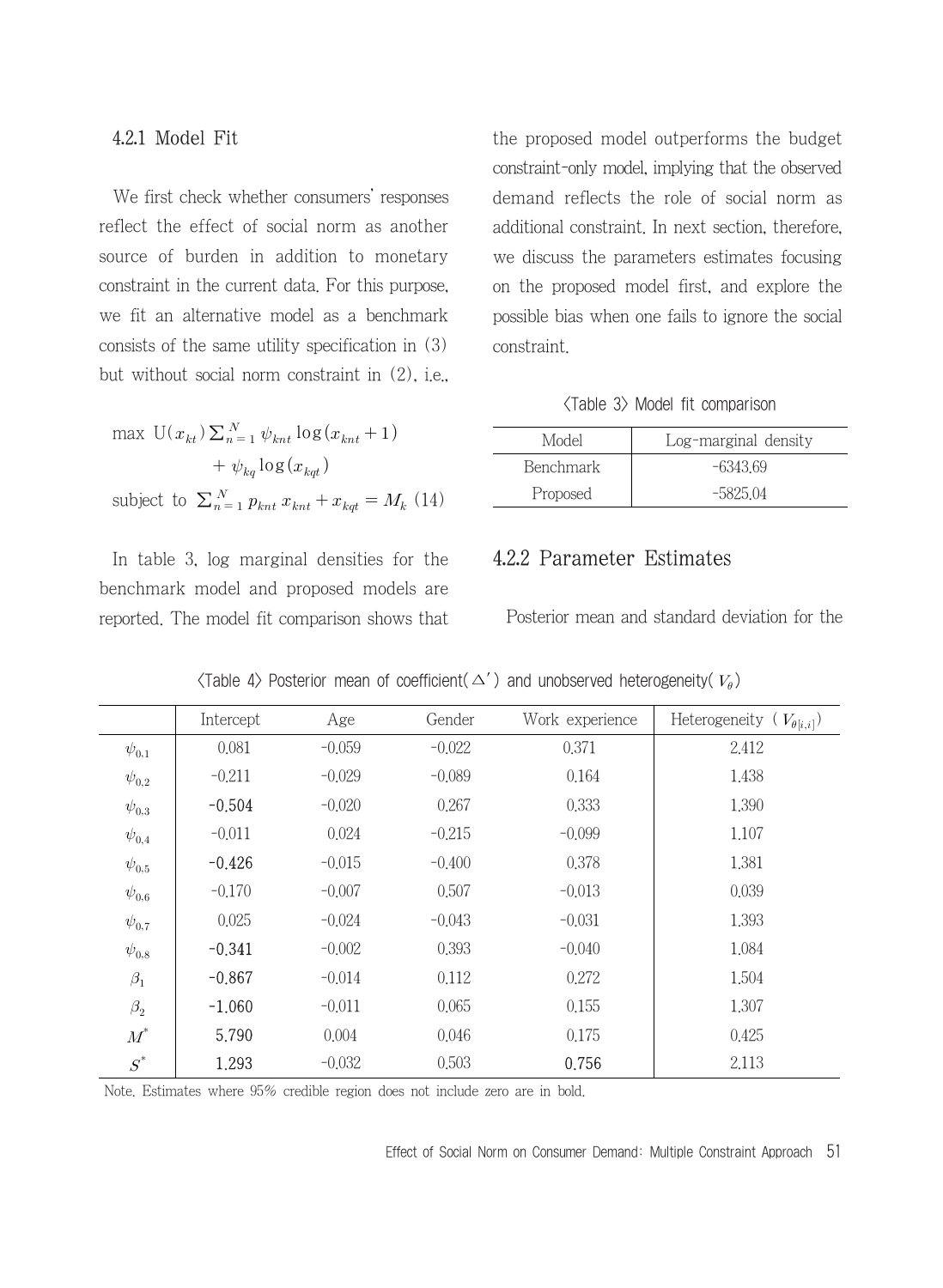### 4.2.1 Model Fit

We first check whether consumers' responses reflect the effect of social norm as another source of burden in addition to monetary constraint in the current data. For this purpose, we fit an alternative model as a benchmark consists of the same utility specification in (3) but without social norm constraint in (2), i.e.,

$$\max \ \mathrm{U}(x_{kt}) \sum_{n=1}^{N} \psi_{knt} \log(x_{knt}+1) + \psi_{kq} \log(x_{kqt})$$
$$\text{subject to } \sum_{n=1}^{N} p_{knt}\, x_{knt} + x_{kqt} = M_k \quad (14)$$

In table 3, log marginal densities for the benchmark model and proposed models are reported. The model fit comparison shows that the proposed model outperforms the budget constraint-only model, implying that the observed demand reflects the role of social norm as additional constraint. In next section, therefore, we discuss the parameters estimates focusing on the proposed model first, and explore the possible bias when one fails to ignore the social constraint.

〈Table 3〉 Model fit comparison

| Model | Log-marginal density |
|---|---|
| Benchmark | -6343.69 |
| Proposed | -5825.04 |

### 4.2.2 Parameter Estimates

Posterior mean and standard deviation for the

〈Table 4〉 Posterior mean of coefficient($\triangle'$) and unobserved heterogeneity($V_\theta$)

| | Intercept | Age | Gender | Work experience | Heterogeneity ($V_{\theta[i,i]}$) |
|---|---|---|---|---|---|
| $\psi_{0,1}$ | 0.081 | -0.059 | -0.022 | 0.371 | 2.412 |
| $\psi_{0,2}$ | -0.211 | -0.029 | -0.089 | 0.164 | 1.438 |
| $\psi_{0,3}$ | **-0.504** | -0.020 | 0.267 | 0.333 | 1.390 |
| $\psi_{0,4}$ | -0.011 | 0.024 | -0.215 | -0.099 | 1.107 |
| $\psi_{0,5}$ | **-0.426** | -0.015 | -0.400 | 0.378 | 1.381 |
| $\psi_{0,6}$ | -0.170 | -0.007 | 0.507 | -0.013 | 0.039 |
| $\psi_{0,7}$ | 0.025 | -0.024 | -0.043 | -0.031 | 1.393 |
| $\psi_{0,8}$ | **-0.341** | -0.002 | 0.393 | -0.040 | 1.084 |
| $\beta_1$ | **-0.867** | -0.014 | 0.112 | 0.272 | 1.504 |
| $\beta_2$ | **-1.060** | -0.011 | 0.065 | 0.155 | 1.307 |
| $M^*$ | **5.790** | 0.004 | 0.046 | 0.175 | 0.425 |
| $S^*$ | **1.293** | -0.032 | 0.503 | **0.756** | 2.113 |

Note. Estimates where 95% credible region does not include zero are in bold.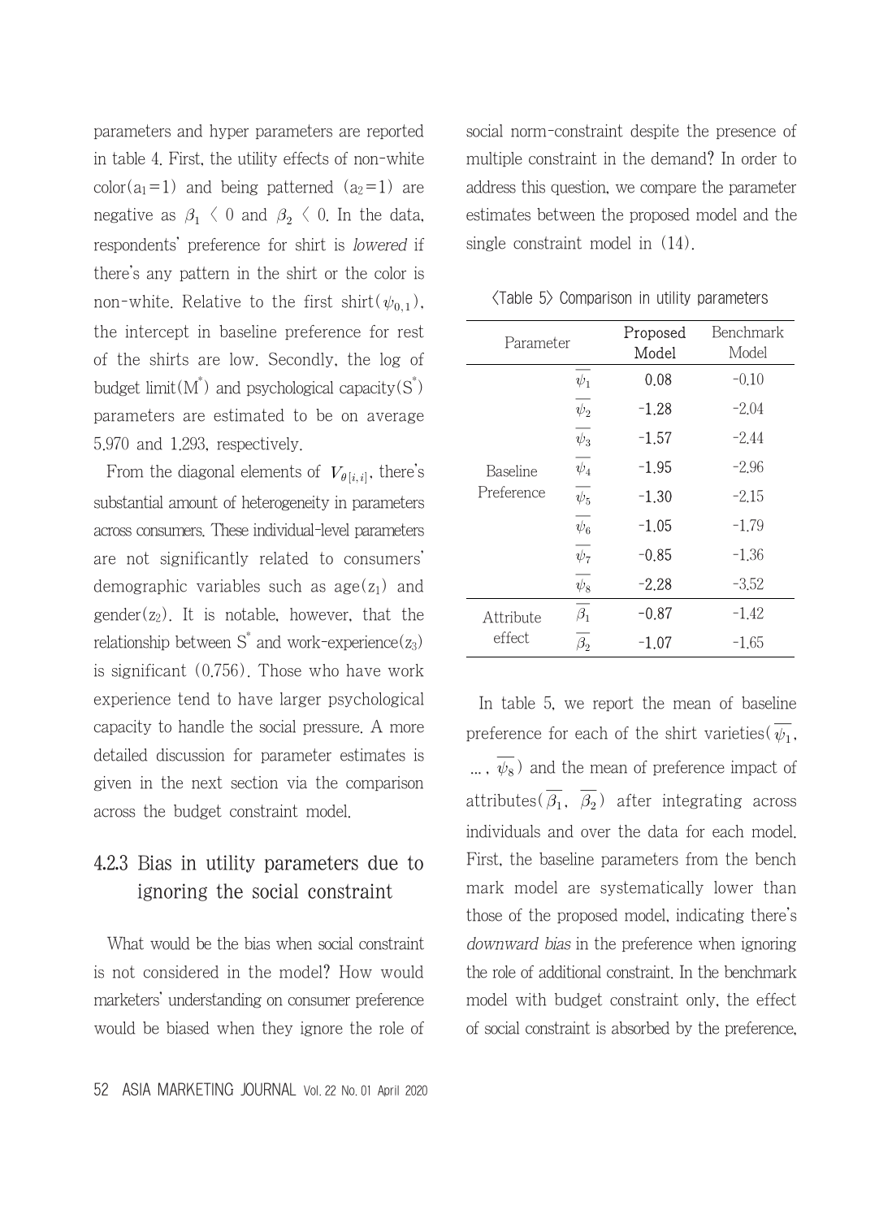parameters and hyper parameters are reported in table 4. First, the utility effects of non-white color($a_1=1$) and being patterned ($a_2=1$) are negative as $\beta_1 < 0$ and $\beta_2 < 0$. In the data, respondents' preference for shirt is *lowered* if there's any pattern in the shirt or the color is non-white. Relative to the first shirt($\psi_{0,1}$), the intercept in baseline preference for rest of the shirts are low. Secondly, the log of budget limit($M^*$) and psychological capacity($S^*$) parameters are estimated to be on average 5.970 and 1.293, respectively.

From the diagonal elements of $V_{\theta[i,i]}$, there's substantial amount of heterogeneity in parameters across consumers. These individual-level parameters are not significantly related to consumers' demographic variables such as age($z_1$) and gender($z_2$). It is notable, however, that the relationship between $S^*$ and work-experience($z_3$) is significant (0.756). Those who have work experience tend to have larger psychological capacity to handle the social pressure. A more detailed discussion for parameter estimates is given in the next section via the comparison across the budget constraint model.

### 4.2.3 Bias in utility parameters due to ignoring the social constraint

What would be the bias when social constraint is not considered in the model? How would marketers' understanding on consumer preference would be biased when they ignore the role of social norm-constraint despite the presence of multiple constraint in the demand? In order to address this question, we compare the parameter estimates between the proposed model and the single constraint model in (14).

〈Table 5〉 Comparison in utility parameters

| Parameter | | Proposed Model | Benchmark Model |
|---|---|---|---|
| Baseline Preference | $\overline{\psi_1}$ | 0.08 | -0.10 |
| | $\overline{\psi_2}$ | -1.28 | -2.04 |
| | $\overline{\psi_3}$ | -1.57 | -2.44 |
| | $\overline{\psi_4}$ | -1.95 | -2.96 |
| | $\overline{\psi_5}$ | -1.30 | -2.15 |
| | $\overline{\psi_6}$ | -1.05 | -1.79 |
| | $\overline{\psi_7}$ | -0.85 | -1.36 |
| | $\overline{\psi_8}$ | -2.28 | -3.52 |
| Attribute effect | $\overline{\beta_1}$ | -0.87 | -1.42 |
| | $\overline{\beta_2}$ | -1.07 | -1.65 |

In table 5, we report the mean of baseline preference for each of the shirt varieties($\overline{\psi_1}$, ..., $\overline{\psi_8}$) and the mean of preference impact of attributes($\overline{\beta_1}$, $\overline{\beta_2}$) after integrating across individuals and over the data for each model. First, the baseline parameters from the bench mark model are systematically lower than those of the proposed model, indicating there's *downward bias* in the preference when ignoring the role of additional constraint. In the benchmark model with budget constraint only, the effect of social constraint is absorbed by the preference,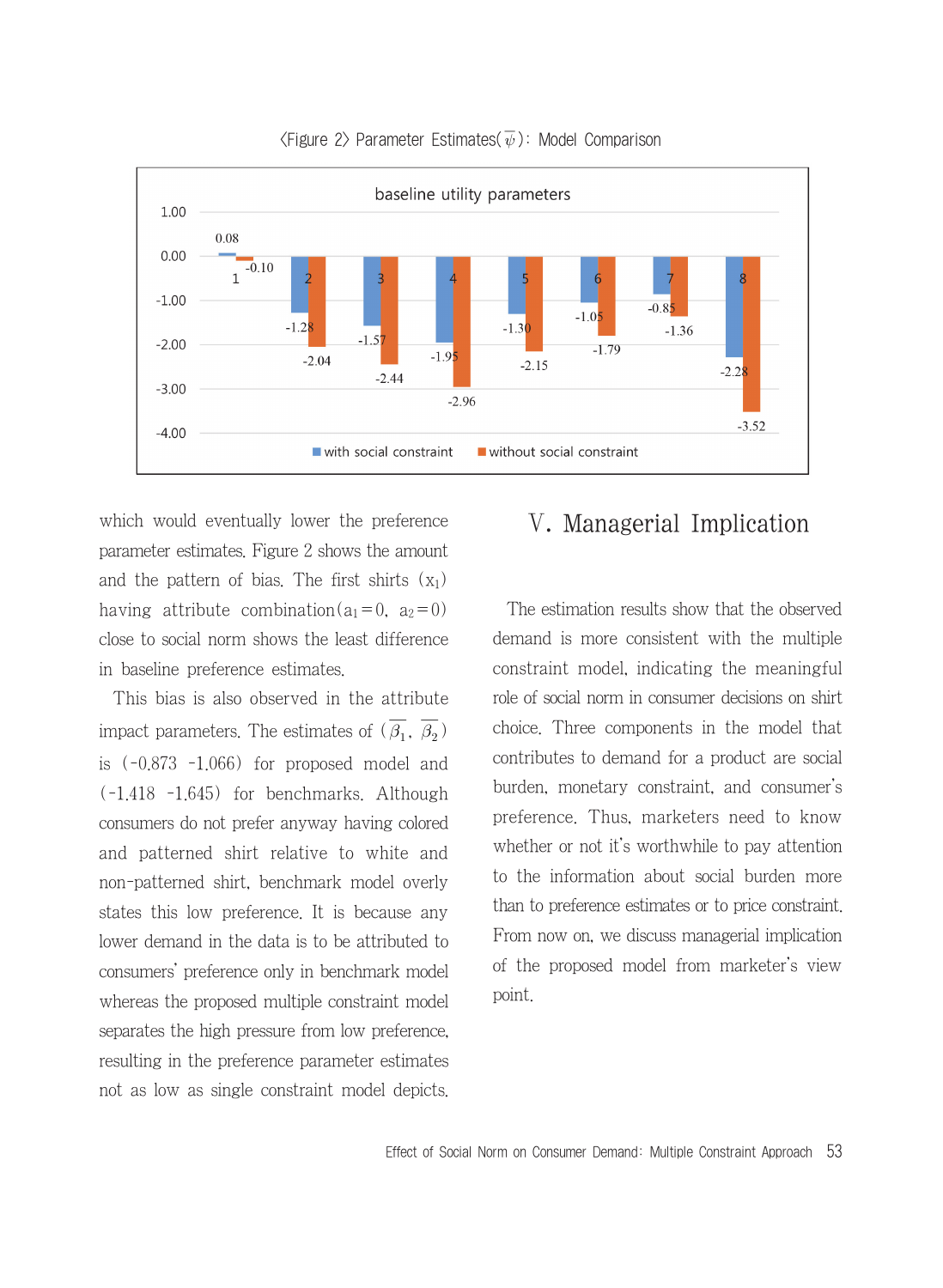〈Figure 2〉 Parameter Estimates($\overline{\psi}$): Model Comparison

baseline utility parameters

| | 1 | 2 | 3 | 4 | 5 | 6 | 7 | 8 |
|---|---|---|---|---|---|---|---|---|
| with social constraint | 0.08 | -1.28 | -1.57 | -1.95 | -1.30 | -1.05 | -0.85 | -2.28 |
| without social constraint | -0.10 | -2.04 | -2.44 | -2.96 | -2.15 | -1.79 | -1.36 | -3.52 |

which would eventually lower the preference parameter estimates. Figure 2 shows the amount and the pattern of bias. The first shirts ($x_1$) having attribute combination($a_1=0$, $a_2=0$) close to social norm shows the least difference in baseline preference estimates.

This bias is also observed in the attribute impact parameters. The estimates of ($\overline{\beta_1}$, $\overline{\beta_2}$) is (-0.873 -1.066) for proposed model and (-1.418 -1.645) for benchmarks. Although consumers do not prefer anyway having colored and patterned shirt relative to white and non-patterned shirt, benchmark model overly states this low preference. It is because any lower demand in the data is to be attributed to consumers' preference only in benchmark model whereas the proposed multiple constraint model separates the high pressure from low preference, resulting in the preference parameter estimates not as low as single constraint model depicts.

## Ⅴ. Managerial Implication

The estimation results show that the observed demand is more consistent with the multiple constraint model, indicating the meaningful role of social norm in consumer decisions on shirt choice. Three components in the model that contributes to demand for a product are social burden, monetary constraint, and consumer's preference. Thus, marketers need to know whether or not it's worthwhile to pay attention to the information about social burden more than to preference estimates or to price constraint. From now on, we discuss managerial implication of the proposed model from marketer's view point.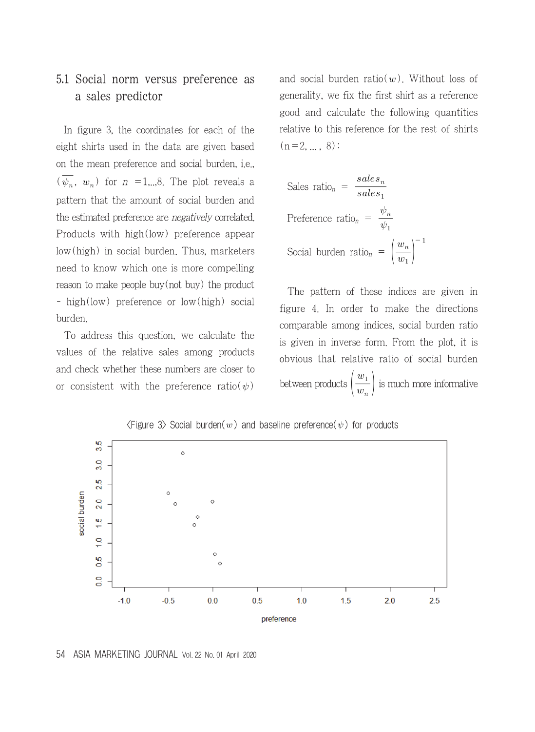### 5.1 Social norm versus preference as a sales predictor

In figure 3, the coordinates for each of the eight shirts used in the data are given based on the mean preference and social burden, i.e., $(\overline{\psi_n}, w_n)$ for $n = 1,...,8$. The plot reveals a pattern that the amount of social burden and the estimated preference are *negatively* correlated. Products with high(low) preference appear low(high) in social burden. Thus, marketers need to know which one is more compelling reason to make people buy(not buy) the product - high(low) preference or low(high) social burden.

To address this question, we calculate the values of the relative sales among products and check whether these numbers are closer to or consistent with the preference ratio($\psi$) and social burden ratio($w$). Without loss of generality, we fix the first shirt as a reference good and calculate the following quantities relative to this reference for the rest of shirts (n = 2, ... , 8):

$$\text{Sales ratio}_n = \frac{sales_n}{sales_1}$$

$$\text{Preference ratio}_n = \frac{\psi_n}{\psi_1}$$

$$\text{Social burden ratio}_n = \left(\frac{w_n}{w_1}\right)^{-1}$$

The pattern of these indices are given in figure 4. In order to make the directions comparable among indices, social burden ratio is given in inverse form. From the plot, it is obvious that relative ratio of social burden between products $\left(\frac{w_1}{w_n}\right)$ is much more informative

〈Figure 3〉 Social burden($w$) and baseline preference($\psi$) for products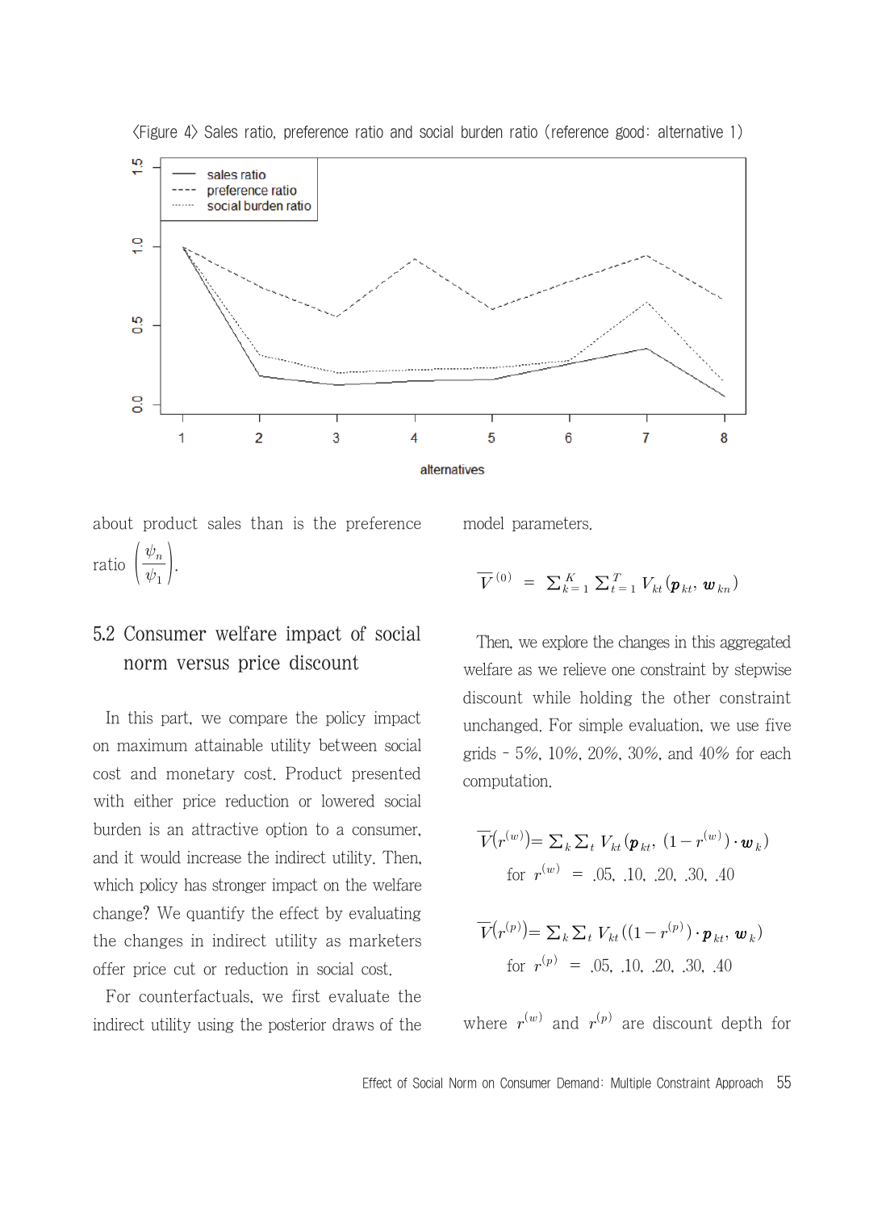〈Figure 4〉 Sales ratio, preference ratio and social burden ratio (reference good: alternative 1)

about product sales than is the preference ratio $\left(\frac{\psi_n}{\psi_1}\right)$.

## 5.2 Consumer welfare impact of social norm versus price discount

In this part, we compare the policy impact on maximum attainable utility between social cost and monetary cost. Product presented with either price reduction or lowered social burden is an attractive option to a consumer, and it would increase the indirect utility. Then, which policy has stronger impact on the welfare change? We quantify the effect by evaluating the changes in indirect utility as marketers offer price cut or reduction in social cost.

For counterfactuals, we first evaluate the indirect utility using the posterior draws of the model parameters.

$$\overline{V}^{(0)} = \Sigma_{k=1}^{K} \Sigma_{t=1}^{T} V_{kt}(\boldsymbol{p}_{kt}, \boldsymbol{w}_{kn})$$

Then, we explore the changes in this aggregated welfare as we relieve one constraint by stepwise discount while holding the other constraint unchanged. For simple evaluation, we use five grids - 5%, 10%, 20%, 30%, and 40% for each computation.

$$\overline{V}(r^{(w)}) = \Sigma_k \Sigma_t V_{kt}(\boldsymbol{p}_{kt}, (1-r^{(w)}) \cdot \boldsymbol{w}_k)$$
$$\text{for } r^{(w)} = .05, .10, .20, .30, .40$$

$$\overline{V}(r^{(p)}) = \Sigma_k \Sigma_t V_{kt}((1-r^{(p)}) \cdot \boldsymbol{p}_{kt}, \boldsymbol{w}_k)$$
$$\text{for } r^{(p)} = .05, .10, .20, .30, .40$$

where $r^{(w)}$ and $r^{(p)}$ are discount depth for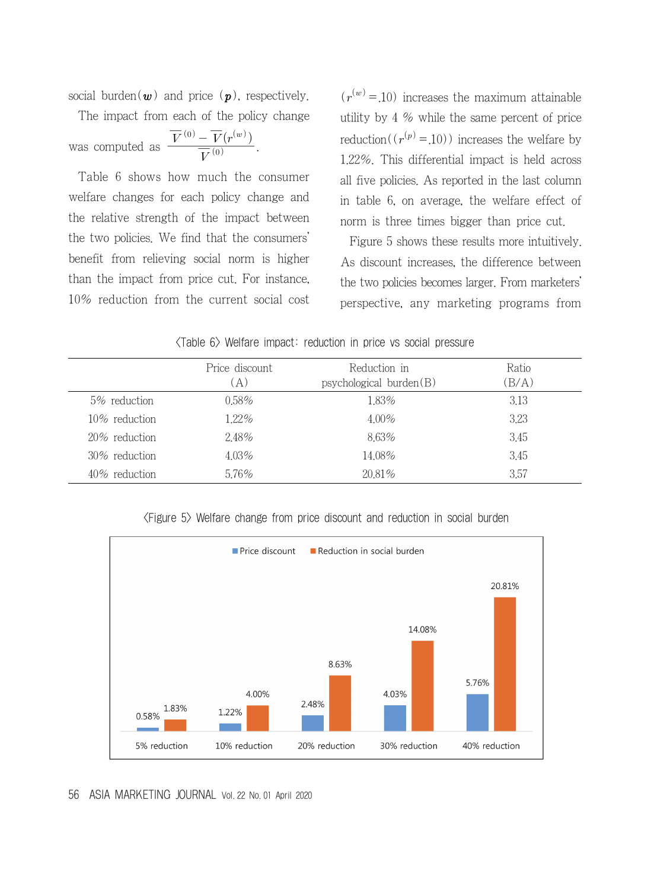social burden($\boldsymbol{w}$) and price ($\boldsymbol{p}$), respectively.

The impact from each of the policy change was computed as $\frac{\overline{V}^{(0)} - \overline{V}(r^{(w)})}{\overline{V}^{(0)}}$.

Table 6 shows how much the consumer welfare changes for each policy change and the relative strength of the impact between the two policies. We find that the consumers' benefit from relieving social norm is higher than the impact from price cut. For instance, 10% reduction from the current social cost ($r^{(w)} = .10$) increases the maximum attainable utility by 4 % while the same percent of price reduction(($r^{(p)} = .10$)) increases the welfare by 1.22%. This differential impact is held across all five policies. As reported in the last column in table 6, on average, the welfare effect of norm is three times bigger than price cut.

Figure 5 shows these results more intuitively. As discount increases, the difference between the two policies becomes larger. From marketers' perspective, any marketing programs from

〈Table 6〉 Welfare impact: reduction in price vs social pressure

| | Price discount (A) | Reduction in psychological burden(B) | Ratio (B/A) |
|---|---|---|---|
| 5% reduction | 0.58% | 1.83% | 3.13 |
| 10% reduction | 1.22% | 4.00% | 3.23 |
| 20% reduction | 2.48% | 8.63% | 3.45 |
| 30% reduction | 4.03% | 14.08% | 3.45 |
| 40% reduction | 5.76% | 20.81% | 3.57 |

〈Figure 5〉 Welfare change from price discount and reduction in social burden

| | Price discount | Reduction in social burden |
|---|---|---|
| 5% reduction | 0.58% | 1.83% |
| 10% reduction | 1.22% | 4.00% |
| 20% reduction | 2.48% | 8.63% |
| 30% reduction | 4.03% | 14.08% |
| 40% reduction | 5.76% | 20.81% |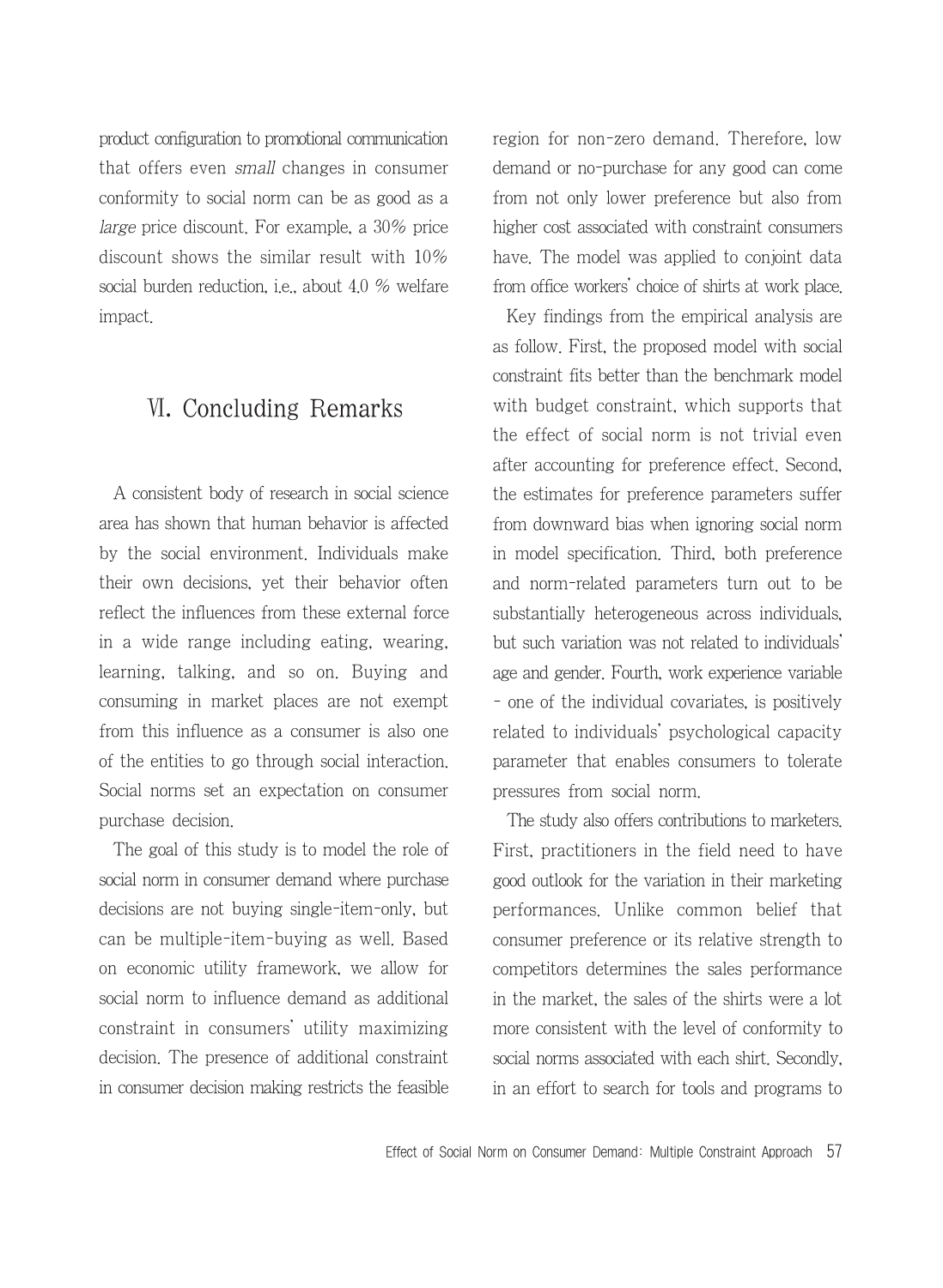product configuration to promotional communication that offers even *small* changes in consumer conformity to social norm can be as good as a *large* price discount. For example, a 30% price discount shows the similar result with 10% social burden reduction, i.e., about 4.0 % welfare impact.

## Ⅵ. Concluding Remarks

A consistent body of research in social science area has shown that human behavior is affected by the social environment. Individuals make their own decisions, yet their behavior often reflect the influences from these external force in a wide range including eating, wearing, learning, talking, and so on. Buying and consuming in market places are not exempt from this influence as a consumer is also one of the entities to go through social interaction. Social norms set an expectation on consumer purchase decision.

The goal of this study is to model the role of social norm in consumer demand where purchase decisions are not buying single-item-only, but can be multiple-item-buying as well. Based on economic utility framework, we allow for social norm to influence demand as additional constraint in consumers' utility maximizing decision. The presence of additional constraint in consumer decision making restricts the feasible region for non-zero demand. Therefore, low demand or no-purchase for any good can come from not only lower preference but also from higher cost associated with constraint consumers have. The model was applied to conjoint data from office workers' choice of shirts at work place.

Key findings from the empirical analysis are as follow. First, the proposed model with social constraint fits better than the benchmark model with budget constraint, which supports that the effect of social norm is not trivial even after accounting for preference effect. Second, the estimates for preference parameters suffer from downward bias when ignoring social norm in model specification. Third, both preference and norm-related parameters turn out to be substantially heterogeneous across individuals, but such variation was not related to individuals' age and gender. Fourth, work experience variable - one of the individual covariates, is positively related to individuals' psychological capacity parameter that enables consumers to tolerate pressures from social norm.

The study also offers contributions to marketers. First, practitioners in the field need to have good outlook for the variation in their marketing performances. Unlike common belief that consumer preference or its relative strength to competitors determines the sales performance in the market, the sales of the shirts were a lot more consistent with the level of conformity to social norms associated with each shirt. Secondly, in an effort to search for tools and programs to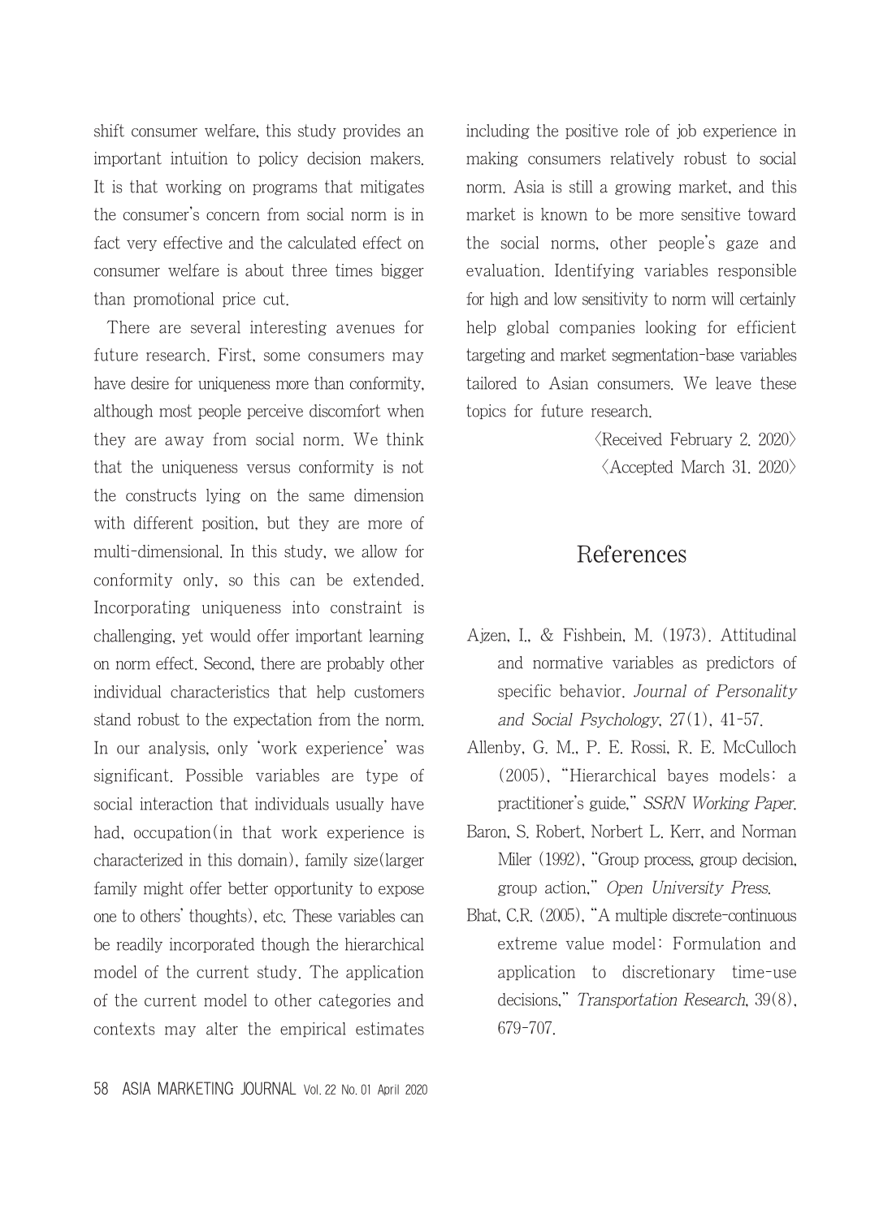shift consumer welfare, this study provides an important intuition to policy decision makers. It is that working on programs that mitigates the consumer's concern from social norm is in fact very effective and the calculated effect on consumer welfare is about three times bigger than promotional price cut.

There are several interesting avenues for future research. First, some consumers may have desire for uniqueness more than conformity, although most people perceive discomfort when they are away from social norm. We think that the uniqueness versus conformity is not the constructs lying on the same dimension with different position, but they are more of multi-dimensional. In this study, we allow for conformity only, so this can be extended. Incorporating uniqueness into constraint is challenging, yet would offer important learning on norm effect. Second, there are probably other individual characteristics that help customers stand robust to the expectation from the norm. In our analysis, only 'work experience' was significant. Possible variables are type of social interaction that individuals usually have had, occupation(in that work experience is characterized in this domain), family size(larger family might offer better opportunity to expose one to others' thoughts), etc. These variables can be readily incorporated though the hierarchical model of the current study. The application of the current model to other categories and contexts may alter the empirical estimates including the positive role of job experience in making consumers relatively robust to social norm. Asia is still a growing market, and this market is known to be more sensitive toward the social norms, other people's gaze and evaluation. Identifying variables responsible for high and low sensitivity to norm will certainly help global companies looking for efficient targeting and market segmentation-base variables tailored to Asian consumers. We leave these topics for future research.

〈Received February 2. 2020〉
〈Accepted March 31. 2020〉

# References

Ajzen, I., & Fishbein, M. (1973). Attitudinal and normative variables as predictors of specific behavior. *Journal of Personality and Social Psychology*, 27(1), 41-57.

Allenby, G. M., P. E. Rossi, R. E. McCulloch (2005), "Hierarchical bayes models: a practitioner's guide," *SSRN Working Paper*.

Baron, S. Robert, Norbert L. Kerr, and Norman Miler (1992), "Group process, group decision, group action," *Open University Press*.

Bhat, C.R. (2005), "A multiple discrete-continuous extreme value model: Formulation and application to discretionary time-use decisions," *Transportation Research*, 39(8), 679-707.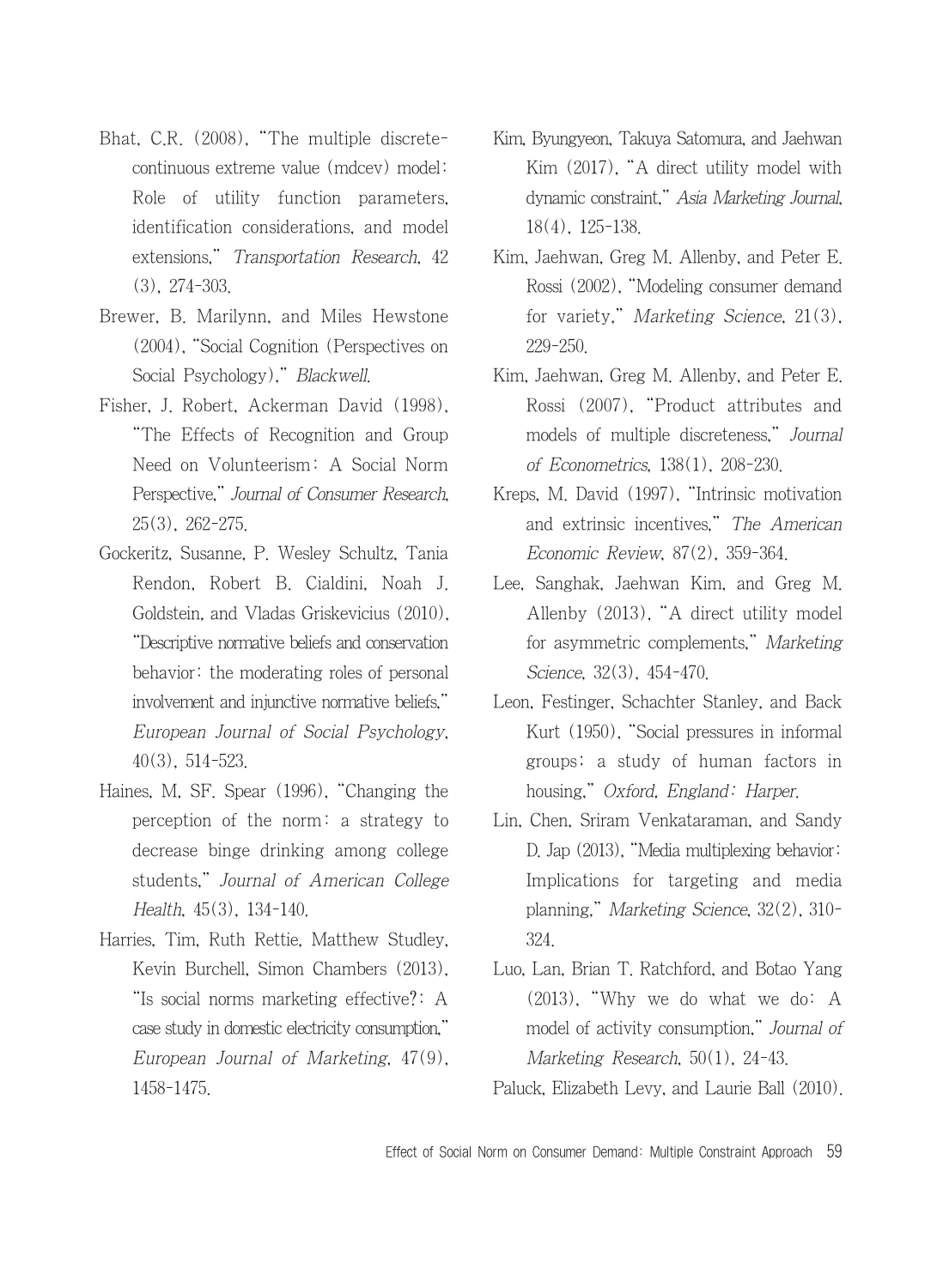Bhat, C.R. (2008), "The multiple discrete-continuous extreme value (mdcev) model: Role of utility function parameters, identification considerations, and model extensions," *Transportation Research*, 42 (3), 274-303.

Brewer, B. Marilynn, and Miles Hewstone (2004), "Social Cognition (Perspectives on Social Psychology)," *Blackwell*.

Fisher, J. Robert, Ackerman David (1998), "The Effects of Recognition and Group Need on Volunteerism: A Social Norm Perspective," *Journal of Consumer Research*, 25(3), 262-275.

Gockeritz, Susanne, P. Wesley Schultz, Tania Rendon, Robert B. Cialdini, Noah J. Goldstein, and Vladas Griskevicius (2010), "Descriptive normative beliefs and conservation behavior: the moderating roles of personal involvement and injunctive normative beliefs," *European Journal of Social Psychology*, 40(3), 514-523.

Haines, M, SF. Spear (1996), "Changing the perception of the norm: a strategy to decrease binge drinking among college students," *Journal of American College Health*, 45(3), 134-140.

Harries, Tim, Ruth Rettie, Matthew Studley, Kevin Burchell, Simon Chambers (2013), "Is social norms marketing effective?: A case study in domestic electricity consumption," *European Journal of Marketing*, 47(9), 1458-1475.

Kim, Byungyeon, Takuya Satomura, and Jaehwan Kim (2017), "A direct utility model with dynamic constraint," *Asia Marketing Journal*, 18(4), 125-138.

Kim, Jaehwan, Greg M. Allenby, and Peter E. Rossi (2002), "Modeling consumer demand for variety," *Marketing Science*, 21(3), 229-250.

Kim, Jaehwan, Greg M. Allenby, and Peter E. Rossi (2007), "Product attributes and models of multiple discreteness," *Journal of Econometrics*, 138(1), 208-230.

Kreps, M. David (1997), "Intrinsic motivation and extrinsic incentives," *The American Economic Review*, 87(2), 359-364.

Lee, Sanghak, Jaehwan Kim, and Greg M. Allenby (2013), "A direct utility model for asymmetric complements," *Marketing Science*, 32(3), 454-470.

Leon, Festinger, Schachter Stanley, and Back Kurt (1950), "Social pressures in informal groups; a study of human factors in housing," *Oxford, England: Harper*.

Lin, Chen, Sriram Venkataraman, and Sandy D. Jap (2013), "Media multiplexing behavior: Implications for targeting and media planning," *Marketing Science*, 32(2), 310-324.

Luo, Lan, Brian T. Ratchford, and Botao Yang (2013), "Why we do what we do: A model of activity consumption," *Journal of Marketing Research*, 50(1), 24-43.

Paluck, Elizabeth Levy, and Laurie Ball (2010).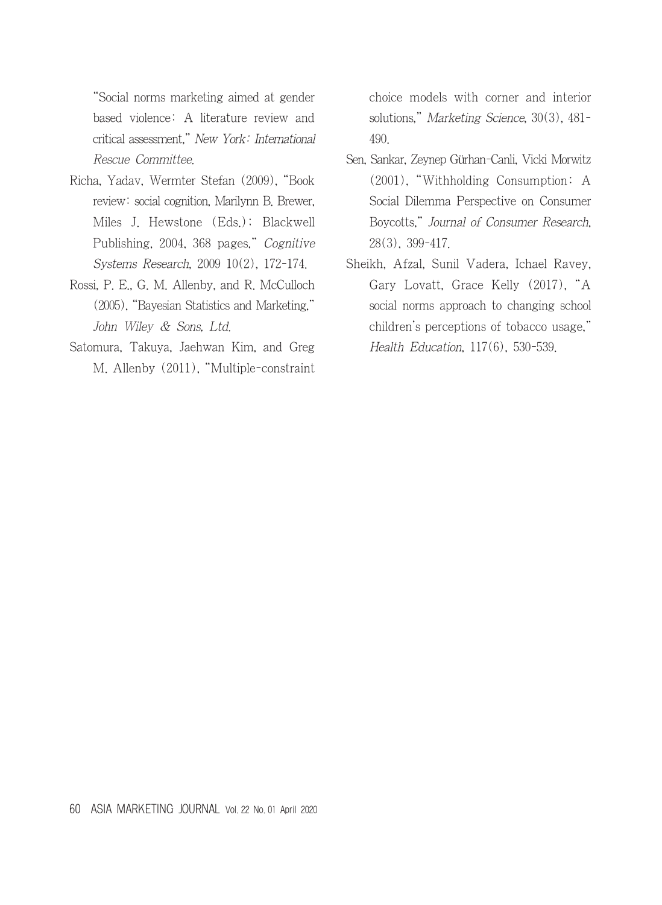"Social norms marketing aimed at gender based violence: A literature review and critical assessment," *New York: International Rescue Committee.*

Richa, Yadav, Wermter Stefan (2009), "Book review: social cognition, Marilynn B. Brewer, Miles J. Hewstone (Eds.); Blackwell Publishing, 2004, 368 pages," *Cognitive Systems Research*, 2009 10(2), 172-174.

Rossi, P. E., G. M. Allenby, and R. McCulloch (2005), "Bayesian Statistics and Marketing," *John Wiley & Sons, Ltd.*

Satomura, Takuya, Jaehwan Kim, and Greg M. Allenby (2011), "Multiple-constraint choice models with corner and interior solutions," *Marketing Science*, 30(3), 481-490.

Sen, Sankar, Zeynep Gürhan-Canli, Vicki Morwitz (2001), "Withholding Consumption: A Social Dilemma Perspective on Consumer Boycotts," *Journal of Consumer Research*, 28(3), 399-417.

Sheikh, Afzal, Sunil Vadera, Ichael Ravey, Gary Lovatt, Grace Kelly (2017), "A social norms approach to changing school children's perceptions of tobacco usage," *Health Education*, 117(6), 530-539.